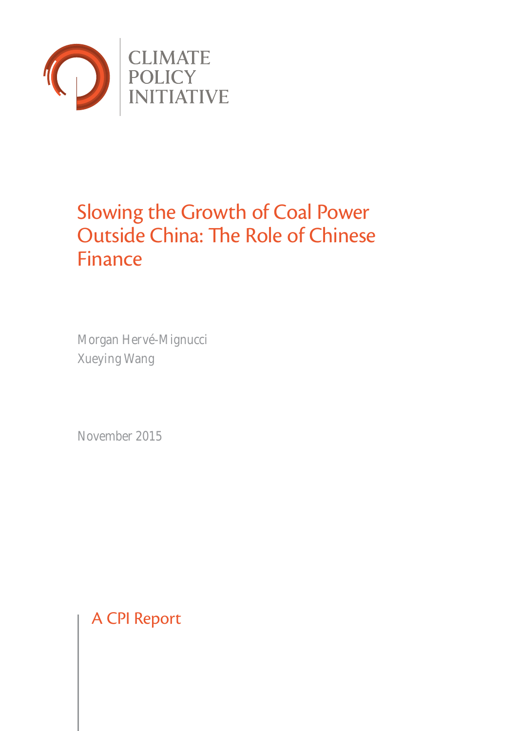CLIMATE POLICY INITIATIVE

# Slowing the Growth of Coal Power Outside China: The Role of Chinese Finance

Morgan Hervé-Mignucci
Xueying Wang

November 2015

A CPI Report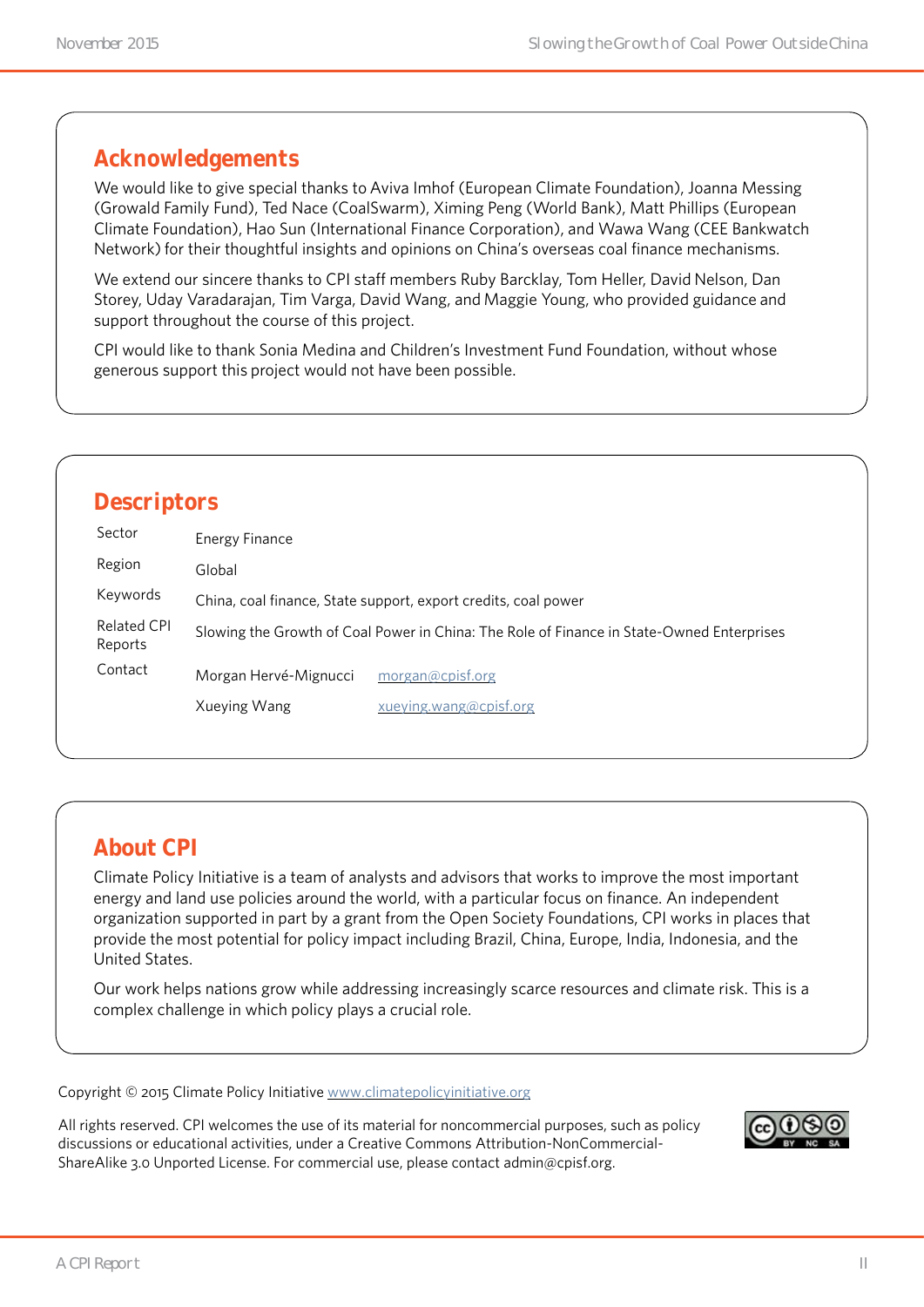## Acknowledgements

We would like to give special thanks to Aviva Imhof (European Climate Foundation), Joanna Messing (Growald Family Fund), Ted Nace (CoalSwarm), Ximing Peng (World Bank), Matt Phillips (European Climate Foundation), Hao Sun (International Finance Corporation), and Wawa Wang (CEE Bankwatch Network) for their thoughtful insights and opinions on China's overseas coal finance mechanisms.

We extend our sincere thanks to CPI staff members Ruby Barcklay, Tom Heller, David Nelson, Dan Storey, Uday Varadarajan, Tim Varga, David Wang, and Maggie Young, who provided guidance and support throughout the course of this project.

CPI would like to thank Sonia Medina and Children's Investment Fund Foundation, without whose generous support this project would not have been possible.

## Descriptors

| | |
|---|---|
| Sector | Energy Finance |
| Region | Global |
| Keywords | China, coal finance, State support, export credits, coal power |
| Related CPI Reports | Slowing the Growth of Coal Power in China: The Role of Finance in State-Owned Enterprises |
| Contact | Morgan Hervé-Mignucci    morgan@cpisf.org |
| | Xueying Wang    xueying.wang@cpisf.org |

## About CPI

Climate Policy Initiative is a team of analysts and advisors that works to improve the most important energy and land use policies around the world, with a particular focus on finance. An independent organization supported in part by a grant from the Open Society Foundations, CPI works in places that provide the most potential for policy impact including Brazil, China, Europe, India, Indonesia, and the United States.

Our work helps nations grow while addressing increasingly scarce resources and climate risk. This is a complex challenge in which policy plays a crucial role.

Copyright © 2015 Climate Policy Initiative www.climatepolicyinitiative.org

All rights reserved. CPI welcomes the use of its material for noncommercial purposes, such as policy discussions or educational activities, under a Creative Commons Attribution-NonCommercial-ShareAlike 3.0 Unported License. For commercial use, please contact admin@cpisf.org.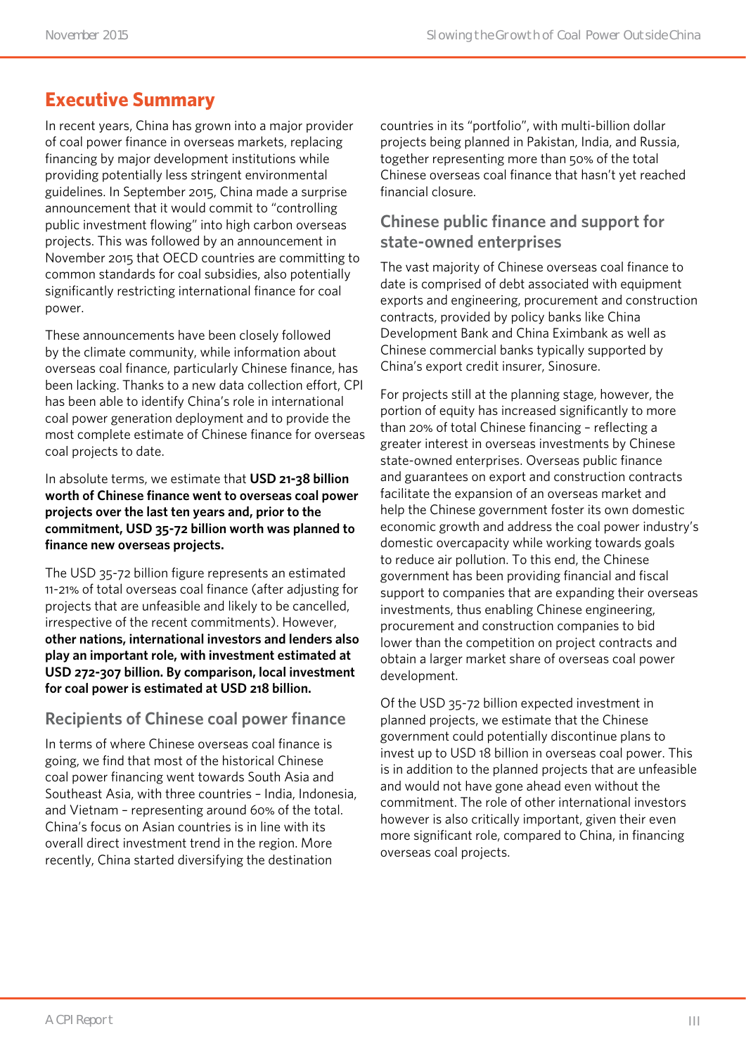## Executive Summary

In recent years, China has grown into a major provider of coal power finance in overseas markets, replacing financing by major development institutions while providing potentially less stringent environmental guidelines. In September 2015, China made a surprise announcement that it would commit to "controlling public investment flowing" into high carbon overseas projects. This was followed by an announcement in November 2015 that OECD countries are committing to common standards for coal subsidies, also potentially significantly restricting international finance for coal power.

These announcements have been closely followed by the climate community, while information about overseas coal finance, particularly Chinese finance, has been lacking. Thanks to a new data collection effort, CPI has been able to identify China's role in international coal power generation deployment and to provide the most complete estimate of Chinese finance for overseas coal projects to date.

In absolute terms, we estimate that **USD 21-38 billion worth of Chinese finance went to overseas coal power projects over the last ten years and, prior to the commitment, USD 35-72 billion worth was planned to finance new overseas projects.**

The USD 35-72 billion figure represents an estimated 11-21% of total overseas coal finance (after adjusting for projects that are unfeasible and likely to be cancelled, irrespective of the recent commitments). However, **other nations, international investors and lenders also play an important role, with investment estimated at USD 272-307 billion. By comparison, local investment for coal power is estimated at USD 218 billion.**

### Recipients of Chinese coal power finance

In terms of where Chinese overseas coal finance is going, we find that most of the historical Chinese coal power financing went towards South Asia and Southeast Asia, with three countries – India, Indonesia, and Vietnam – representing around 60% of the total. China's focus on Asian countries is in line with its overall direct investment trend in the region. More recently, China started diversifying the destination countries in its "portfolio", with multi-billion dollar projects being planned in Pakistan, India, and Russia, together representing more than 50% of the total Chinese overseas coal finance that hasn't yet reached financial closure.

### Chinese public finance and support for state-owned enterprises

The vast majority of Chinese overseas coal finance to date is comprised of debt associated with equipment exports and engineering, procurement and construction contracts, provided by policy banks like China Development Bank and China Eximbank as well as Chinese commercial banks typically supported by China's export credit insurer, Sinosure.

For projects still at the planning stage, however, the portion of equity has increased significantly to more than 20% of total Chinese financing – reflecting a greater interest in overseas investments by Chinese state-owned enterprises. Overseas public finance and guarantees on export and construction contracts facilitate the expansion of an overseas market and help the Chinese government foster its own domestic economic growth and address the coal power industry's domestic overcapacity while working towards goals to reduce air pollution. To this end, the Chinese government has been providing financial and fiscal support to companies that are expanding their overseas investments, thus enabling Chinese engineering, procurement and construction companies to bid lower than the competition on project contracts and obtain a larger market share of overseas coal power development.

Of the USD 35-72 billion expected investment in planned projects, we estimate that the Chinese government could potentially discontinue plans to invest up to USD 18 billion in overseas coal power. This is in addition to the planned projects that are unfeasible and would not have gone ahead even without the commitment. The role of other international investors however is also critically important, given their even more significant role, compared to China, in financing overseas coal projects.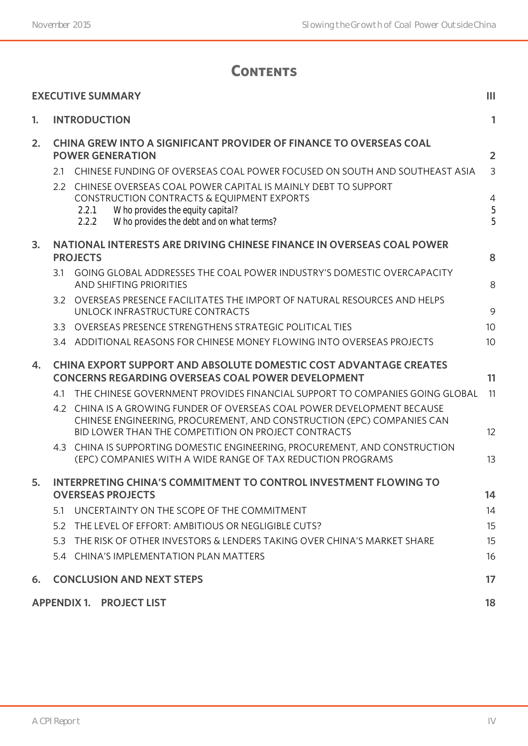# Contents

| | | |
|---|---|---|
| **EXECUTIVE SUMMARY** | | **III** |
| **1.** | **INTRODUCTION** | **1** |
| **2.** | **CHINA GREW INTO A SIGNIFICANT PROVIDER OF FINANCE TO OVERSEAS COAL POWER GENERATION** | **2** |
| 2.1 | CHINESE FUNDING OF OVERSEAS COAL POWER FOCUSED ON SOUTH AND SOUTHEAST ASIA | 3 |
| 2.2 | CHINESE OVERSEAS COAL POWER CAPITAL IS MAINLY DEBT TO SUPPORT CONSTRUCTION CONTRACTS & EQUIPMENT EXPORTS | 4 |
| 2.2.1 | Who provides the equity capital? | 5 |
| 2.2.2 | Who provides the debt and on what terms? | 5 |
| **3.** | **NATIONAL INTERESTS ARE DRIVING CHINESE FINANCE IN OVERSEAS COAL POWER PROJECTS** | **8** |
| 3.1 | GOING GLOBAL ADDRESSES THE COAL POWER INDUSTRY'S DOMESTIC OVERCAPACITY AND SHIFTING PRIORITIES | 8 |
| 3.2 | OVERSEAS PRESENCE FACILITATES THE IMPORT OF NATURAL RESOURCES AND HELPS UNLOCK INFRASTRUCTURE CONTRACTS | 9 |
| 3.3 | OVERSEAS PRESENCE STRENGTHENS STRATEGIC POLITICAL TIES | 10 |
| 3.4 | ADDITIONAL REASONS FOR CHINESE MONEY FLOWING INTO OVERSEAS PROJECTS | 10 |
| **4.** | **CHINA EXPORT SUPPORT AND ABSOLUTE DOMESTIC COST ADVANTAGE CREATES CONCERNS REGARDING OVERSEAS COAL POWER DEVELOPMENT** | **11** |
| 4.1 | THE CHINESE GOVERNMENT PROVIDES FINANCIAL SUPPORT TO COMPANIES GOING GLOBAL | 11 |
| 4.2 | CHINA IS A GROWING FUNDER OF OVERSEAS COAL POWER DEVELOPMENT BECAUSE CHINESE ENGINEERING, PROCUREMENT, AND CONSTRUCTION (EPC) COMPANIES CAN BID LOWER THAN THE COMPETITION ON PROJECT CONTRACTS | 12 |
| 4.3 | CHINA IS SUPPORTING DOMESTIC ENGINEERING, PROCUREMENT, AND CONSTRUCTION (EPC) COMPANIES WITH A WIDE RANGE OF TAX REDUCTION PROGRAMS | 13 |
| **5.** | **INTERPRETING CHINA'S COMMITMENT TO CONTROL INVESTMENT FLOWING TO OVERSEAS PROJECTS** | **14** |
| 5.1 | UNCERTAINTY ON THE SCOPE OF THE COMMITMENT | 14 |
| 5.2 | THE LEVEL OF EFFORT: AMBITIOUS OR NEGLIGIBLE CUTS? | 15 |
| 5.3 | THE RISK OF OTHER INVESTORS & LENDERS TAKING OVER CHINA'S MARKET SHARE | 15 |
| 5.4 | CHINA'S IMPLEMENTATION PLAN MATTERS | 16 |
| **6.** | **CONCLUSION AND NEXT STEPS** | **17** |
| **APPENDIX 1.** | **PROJECT LIST** | **18** |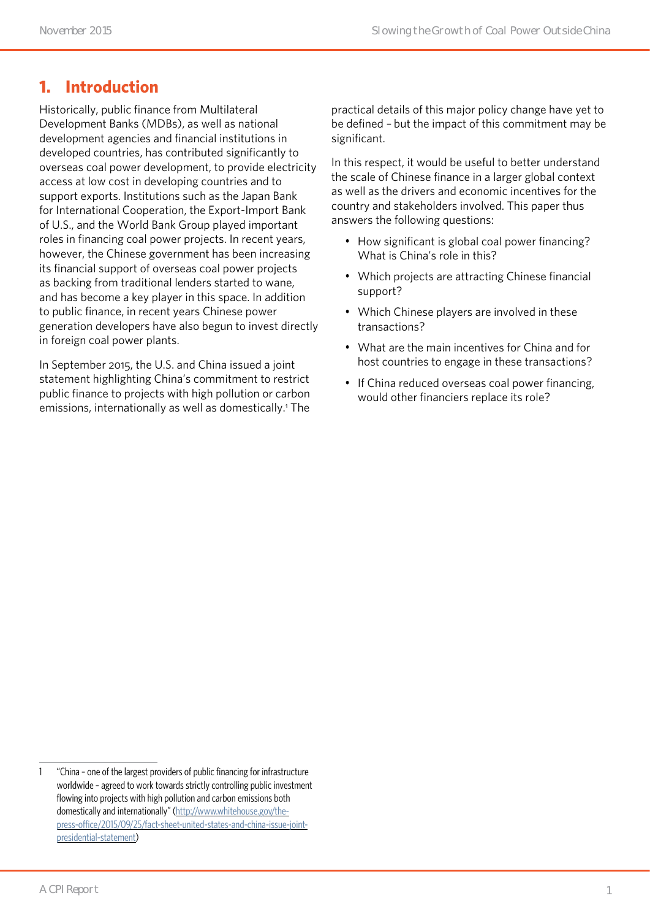# 1. Introduction

Historically, public finance from Multilateral Development Banks (MDBs), as well as national development agencies and financial institutions in developed countries, has contributed significantly to overseas coal power development, to provide electricity access at low cost in developing countries and to support exports. Institutions such as the Japan Bank for International Cooperation, the Export-Import Bank of U.S., and the World Bank Group played important roles in financing coal power projects. In recent years, however, the Chinese government has been increasing its financial support of overseas coal power projects as backing from traditional lenders started to wane, and has become a key player in this space. In addition to public finance, in recent years Chinese power generation developers have also begun to invest directly in foreign coal power plants.

In September 2015, the U.S. and China issued a joint statement highlighting China's commitment to restrict public finance to projects with high pollution or carbon emissions, internationally as well as domestically.[1] The practical details of this major policy change have yet to be defined – but the impact of this commitment may be significant.

In this respect, it would be useful to better understand the scale of Chinese finance in a larger global context as well as the drivers and economic incentives for the country and stakeholders involved. This paper thus answers the following questions:

- How significant is global coal power financing? What is China's role in this?
- Which projects are attracting Chinese financial support?
- Which Chinese players are involved in these transactions?
- What are the main incentives for China and for host countries to engage in these transactions?
- If China reduced overseas coal power financing, would other financiers replace its role?

---

1 "China – one of the largest providers of public financing for infrastructure worldwide – agreed to work towards strictly controlling public investment flowing into projects with high pollution and carbon emissions both domestically and internationally" (http://www.whitehouse.gov/the-press-office/2015/09/25/fact-sheet-united-states-and-china-issue-joint-presidential-statement)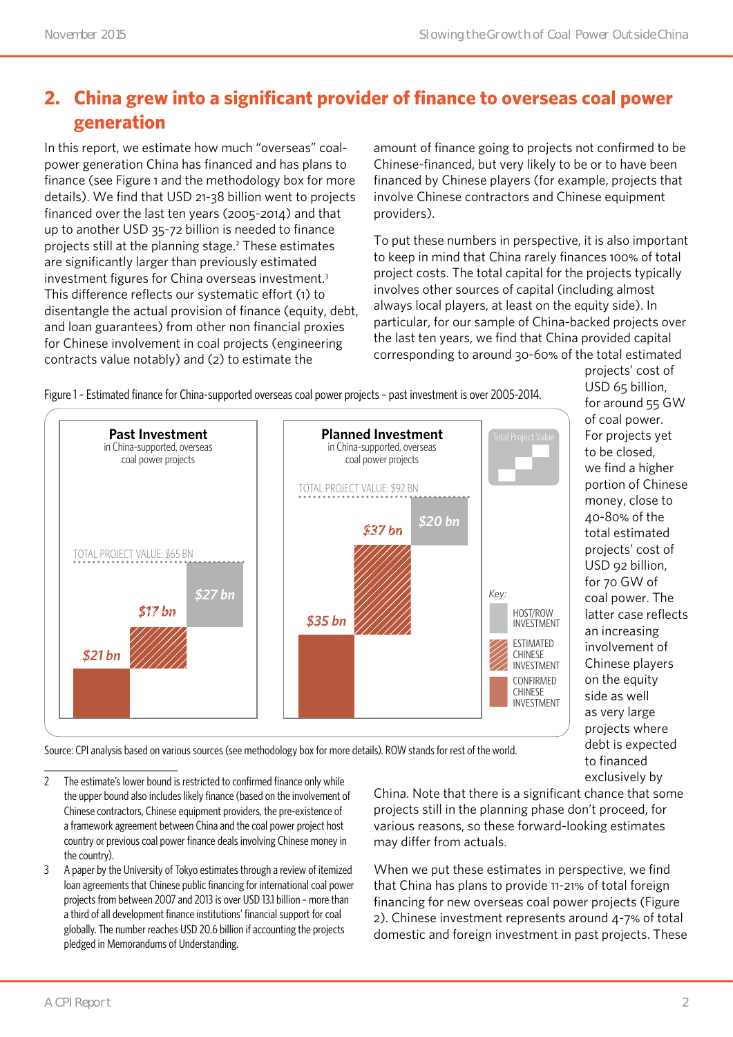## 2. China grew into a significant provider of finance to overseas coal power generation

In this report, we estimate how much "overseas" coal-power generation China has financed and has plans to finance (see Figure 1 and the methodology box for more details). We find that USD 21-38 billion went to projects financed over the last ten years (2005-2014) and that up to another USD 35-72 billion is needed to finance projects still at the planning stage.[2] These estimates are significantly larger than previously estimated investment figures for China overseas investment.[3] This difference reflects our systematic effort (1) to disentangle the actual provision of finance (equity, debt, and loan guarantees) from other non financial proxies for Chinese involvement in coal projects (engineering contracts value notably) and (2) to estimate the amount of finance going to projects not confirmed to be Chinese-financed, but very likely to be or to have been financed by Chinese players (for example, projects that involve Chinese contractors and Chinese equipment providers).

To put these numbers in perspective, it is also important to keep in mind that China rarely finances 100% of total project costs. The total capital for the projects typically involves other sources of capital (including almost always local players, at least on the equity side). In particular, for our sample of China-backed projects over the last ten years, we find that China provided capital corresponding to around 30-60% of the total estimated projects' cost of USD 65 billion, for around 55 GW of coal power. For projects yet to be closed, we find a higher portion of Chinese money, close to 40-80% of the total estimated projects' cost of USD 92 billion, for 70 GW of coal power. The latter case reflects an increasing involvement of Chinese players on the equity side as well as very large projects where debt is expected to financed exclusively by China. Note that there is a significant chance that some projects still in the planning phase don't proceed, for various reasons, so these forward-looking estimates may differ from actuals.

Figure 1 – Estimated finance for China-supported overseas coal power projects - past investment is over 2005-2014.

| | Past Investment in China-supported, overseas coal power projects | Planned Investment in China-supported, overseas coal power projects |
|---|---|---|
| Total project value | $65 BN | $92 BN |
| Confirmed Chinese investment | $21 bn | $35 bn |
| Estimated Chinese investment | $17 bn | $37 bn |
| Host/ROW investment | $27 bn | $20 bn |

Source: CPI analysis based on various sources (see methodology box for more details). ROW stands for rest of the world.

When we put these estimates in perspective, we find that China has plans to provide 11-21% of total foreign financing for new overseas coal power projects (Figure 2). Chinese investment represents around 4-7% of total domestic and foreign investment in past projects. These

---

2 The estimate's lower bound is restricted to confirmed finance only while the upper bound also includes likely finance (based on the involvement of Chinese contractors, Chinese equipment providers, the pre-existence of a framework agreement between China and the coal power project host country or previous coal power finance deals involving Chinese money in the country).

3 A paper by the University of Tokyo estimates through a review of itemized loan agreements that Chinese public financing for international coal power projects from between 2007 and 2013 is over USD 13.1 billion - more than a third of all development finance institutions' financial support for coal globally. The number reaches USD 20.6 billion if accounting the projects pledged in Memorandums of Understanding.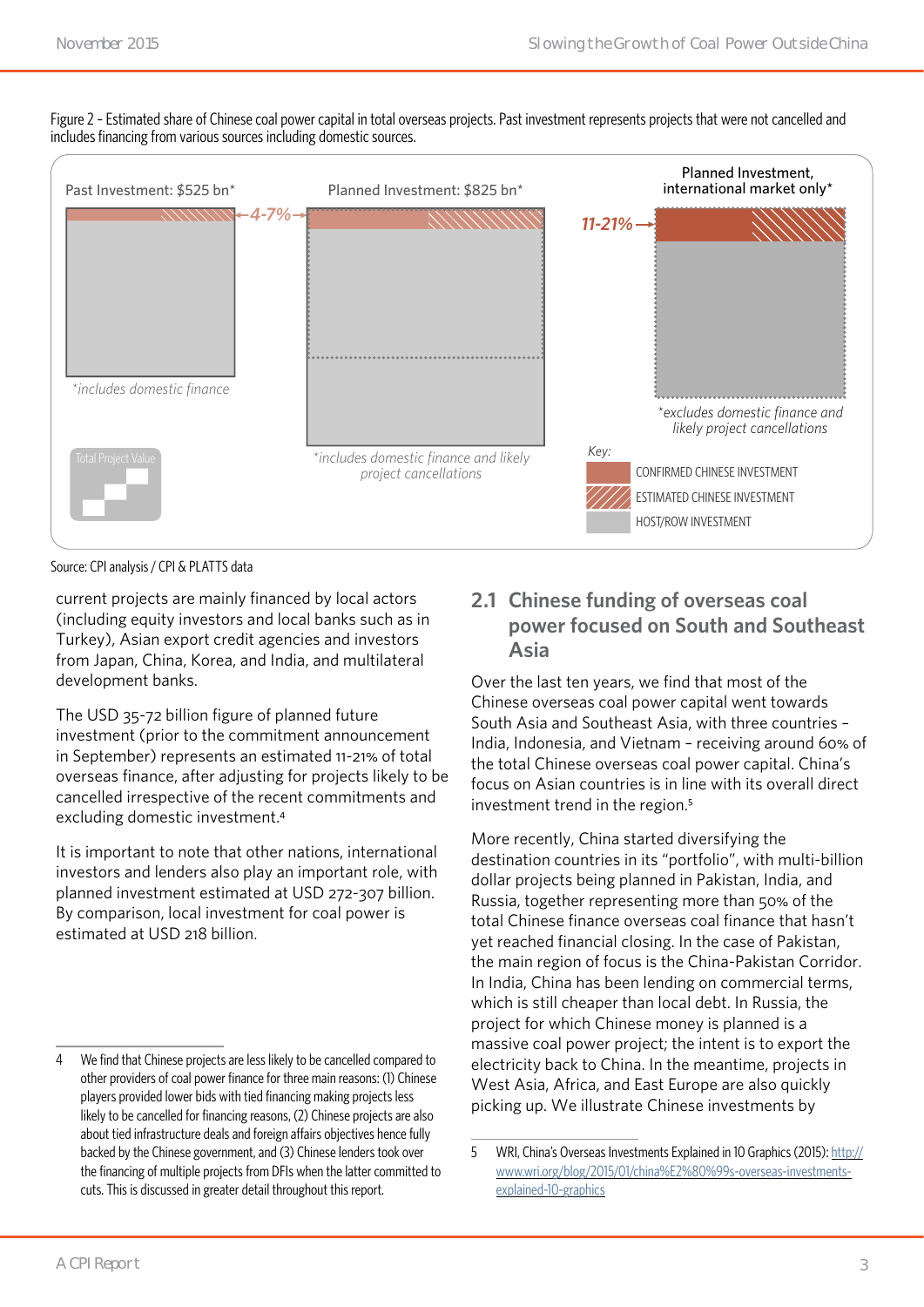Figure 2 – Estimated share of Chinese coal power capital in total overseas projects. Past investment represents projects that were not cancelled and includes financing from various sources including domestic sources.

Past Investment: $525 bn*

*includes domestic finance

4-7%

Planned Investment: $825 bn*

*includes domestic finance and likely project cancellations

11-21%

Planned Investment, international market only*

*excludes domestic finance and likely project cancellations

Total Project Value

Key:

- CONFIRMED CHINESE INVESTMENT
- ESTIMATED CHINESE INVESTMENT
- HOST/ROW INVESTMENT

Source: CPI analysis / CPI & PLATTS data

current projects are mainly financed by local actors (including equity investors and local banks such as in Turkey), Asian export credit agencies and investors from Japan, China, Korea, and India, and multilateral development banks.

The USD 35-72 billion figure of planned future investment (prior to the commitment announcement in September) represents an estimated 11-21% of total overseas finance, after adjusting for projects likely to be cancelled irrespective of the recent commitments and excluding domestic investment.[4]

It is important to note that other nations, international investors and lenders also play an important role, with planned investment estimated at USD 272-307 billion. By comparison, local investment for coal power is estimated at USD 218 billion.

## 2.1 Chinese funding of overseas coal power focused on South and Southeast Asia

Over the last ten years, we find that most of the Chinese overseas coal power capital went towards South Asia and Southeast Asia, with three countries – India, Indonesia, and Vietnam – receiving around 60% of the total Chinese overseas coal power capital. China's focus on Asian countries is in line with its overall direct investment trend in the region.[5]

More recently, China started diversifying the destination countries in its "portfolio", with multi-billion dollar projects being planned in Pakistan, India, and Russia, together representing more than 50% of the total Chinese finance overseas coal finance that hasn't yet reached financial closing. In the case of Pakistan, the main region of focus is the China-Pakistan Corridor. In India, China has been lending on commercial terms, which is still cheaper than local debt. In Russia, the project for which Chinese money is planned is a massive coal power project; the intent is to export the electricity back to China. In the meantime, projects in West Asia, Africa, and East Europe are also quickly picking up. We illustrate Chinese investments by

---

4 We find that Chinese projects are less likely to be cancelled compared to other providers of coal power finance for three main reasons: (1) Chinese players provided lower bids with tied financing making projects less likely to be cancelled for financing reasons, (2) Chinese projects are also about tied infrastructure deals and foreign affairs objectives hence fully backed by the Chinese government, and (3) Chinese lenders took over the financing of multiple projects from DFIs when the latter committed to cuts. This is discussed in greater detail throughout this report.

5 WRI, China's Overseas Investments Explained in 10 Graphics (2015): http://www.wri.org/blog/2015/01/china%E2%80%99s-overseas-investments-explained-10-graphics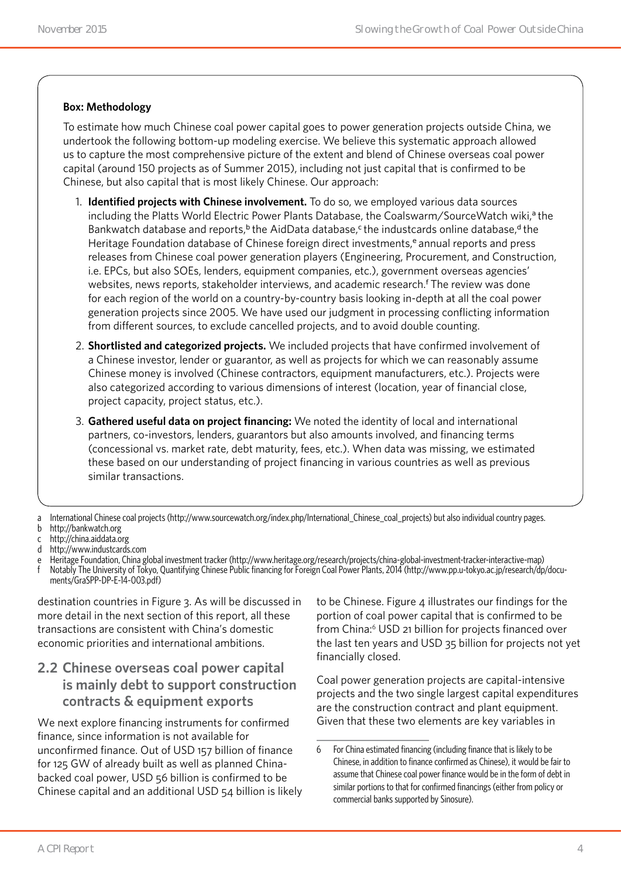**Box: Methodology**

To estimate how much Chinese coal power capital goes to power generation projects outside China, we undertook the following bottom-up modeling exercise. We believe this systematic approach allowed us to capture the most comprehensive picture of the extent and blend of Chinese overseas coal power capital (around 150 projects as of Summer 2015), including not just capital that is confirmed to be Chinese, but also capital that is most likely Chinese. Our approach:

1. **Identified projects with Chinese involvement.** To do so, we employed various data sources including the Platts World Electric Power Plants Database, the Coalswarm/SourceWatch wiki,[a] the Bankwatch database and reports,[b] the AidData database,[c] the industcards online database,[d] the Heritage Foundation database of Chinese foreign direct investments,[e] annual reports and press releases from Chinese coal power generation players (Engineering, Procurement, and Construction, i.e. EPCs, but also SOEs, lenders, equipment companies, etc.), government overseas agencies' websites, news reports, stakeholder interviews, and academic research.[f] The review was done for each region of the world on a country-by-country basis looking in-depth at all the coal power generation projects since 2005. We have used our judgment in processing conflicting information from different sources, to exclude cancelled projects, and to avoid double counting.
2. **Shortlisted and categorized projects.** We included projects that have confirmed involvement of a Chinese investor, lender or guarantor, as well as projects for which we can reasonably assume Chinese money is involved (Chinese contractors, equipment manufacturers, etc.). Projects were also categorized according to various dimensions of interest (location, year of financial close, project capacity, project status, etc.).
3. **Gathered useful data on project financing:** We noted the identity of local and international partners, co-investors, lenders, guarantors but also amounts involved, and financing terms (concessional vs. market rate, debt maturity, fees, etc.). When data was missing, we estimated these based on our understanding of project financing in various countries as well as previous similar transactions.

a International Chinese coal projects (http://www.sourcewatch.org/index.php/International_Chinese_coal_projects) but also individual country pages.
b http://bankwatch.org
c http://china.aiddata.org
d http://www.industcards.com
e Heritage Foundation, China global investment tracker (http://www.heritage.org/research/projects/china-global-investment-tracker-interactive-map)
f Notably The University of Tokyo, Quantifying Chinese Public financing for Foreign Coal Power Plants, 2014 (http://www.pp.u-tokyo.ac.jp/research/dp/documents/GraSPP-DP-E-14-003.pdf)

destination countries in Figure 3. As will be discussed in more detail in the next section of this report, all these transactions are consistent with China's domestic economic priorities and international ambitions.

## 2.2 Chinese overseas coal power capital is mainly debt to support construction contracts & equipment exports

We next explore financing instruments for confirmed finance, since information is not available for unconfirmed finance. Out of USD 157 billion of finance for 125 GW of already built as well as planned China-backed coal power, USD 56 billion is confirmed to be Chinese capital and an additional USD 54 billion is likely to be Chinese. Figure 4 illustrates our findings for the portion of coal power capital that is confirmed to be from China:[6] USD 21 billion for projects financed over the last ten years and USD 35 billion for projects not yet financially closed.

Coal power generation projects are capital-intensive projects and the two single largest capital expenditures are the construction contract and plant equipment. Given that these two elements are key variables in

6 For China estimated financing (including finance that is likely to be Chinese, in addition to finance confirmed as Chinese), it would be fair to assume that Chinese coal power finance would be in the form of debt in similar portions to that for confirmed financings (either from policy or commercial banks supported by Sinosure).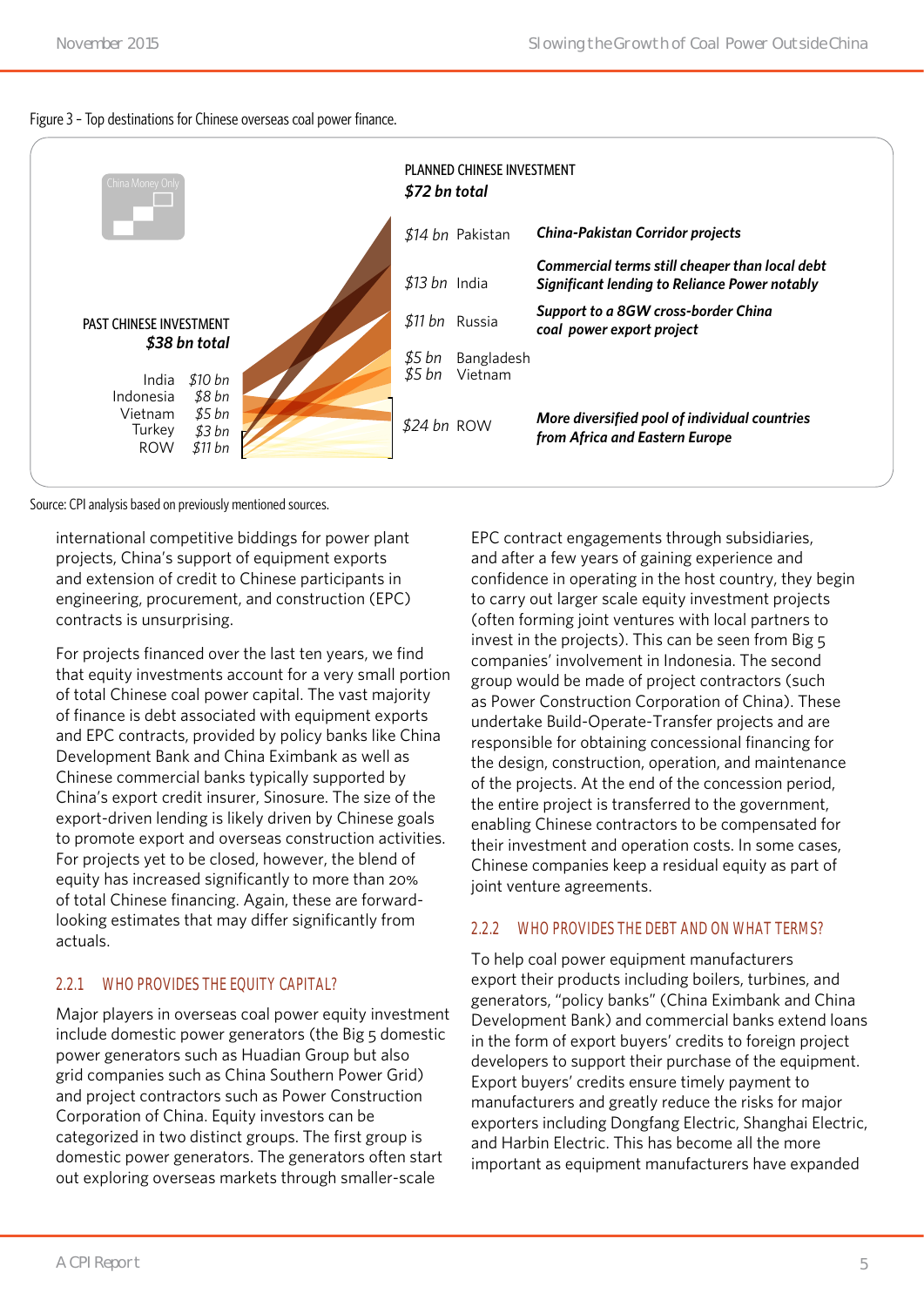Figure 3 – Top destinations for Chinese overseas coal power finance.

China Money Only

PAST CHINESE INVESTMENT
**$38 bn total**

| Country | Amount |
|---|---|
| India | $10 bn |
| Indonesia | $8 bn |
| Vietnam | $5 bn |
| Turkey | $3 bn |
| ROW | $11 bn |

PLANNED CHINESE INVESTMENT
**$72 bn total**

| Amount | Country | Note |
|---|---|---|
| $14 bn | Pakistan | ***China-Pakistan Corridor projects*** |
| $13 bn | India | ***Commercial terms still cheaper than local debt Significant lending to Reliance Power notably*** |
| $11 bn | Russia | ***Support to a 8GW cross-border China coal power export project*** |
| $5 bn | Bangladesh | |
| $5 bn | Vietnam | |
| $24 bn | ROW | ***More diversified pool of individual countries from Africa and Eastern Europe*** |

Source: CPI analysis based on previously mentioned sources.

international competitive biddings for power plant projects, China's support of equipment exports and extension of credit to Chinese participants in engineering, procurement, and construction (EPC) contracts is unsurprising.

For projects financed over the last ten years, we find that equity investments account for a very small portion of total Chinese coal power capital. The vast majority of finance is debt associated with equipment exports and EPC contracts, provided by policy banks like China Development Bank and China Eximbank as well as Chinese commercial banks typically supported by China's export credit insurer, Sinosure. The size of the export-driven lending is likely driven by Chinese goals to promote export and overseas construction activities. For projects yet to be closed, however, the blend of equity has increased significantly to more than 20% of total Chinese financing. Again, these are forward-looking estimates that may differ significantly from actuals.

### 2.2.1 WHO PROVIDES THE EQUITY CAPITAL?

Major players in overseas coal power equity investment include domestic power generators (the Big 5 domestic power generators such as Huadian Group but also grid companies such as China Southern Power Grid) and project contractors such as Power Construction Corporation of China. Equity investors can be categorized in two distinct groups. The first group is domestic power generators. The generators often start out exploring overseas markets through smaller-scale EPC contract engagements through subsidiaries, and after a few years of gaining experience and confidence in operating in the host country, they begin to carry out larger scale equity investment projects (often forming joint ventures with local partners to invest in the projects). This can be seen from Big 5 companies' involvement in Indonesia. The second group would be made of project contractors (such as Power Construction Corporation of China). These undertake Build-Operate-Transfer projects and are responsible for obtaining concessional financing for the design, construction, operation, and maintenance of the projects. At the end of the concession period, the entire project is transferred to the government, enabling Chinese contractors to be compensated for their investment and operation costs. In some cases, Chinese companies keep a residual equity as part of joint venture agreements.

### 2.2.2 WHO PROVIDES THE DEBT AND ON WHAT TERMS?

To help coal power equipment manufacturers export their products including boilers, turbines, and generators, "policy banks" (China Eximbank and China Development Bank) and commercial banks extend loans in the form of export buyers' credits to foreign project developers to support their purchase of the equipment. Export buyers' credits ensure timely payment to manufacturers and greatly reduce the risks for major exporters including Dongfang Electric, Shanghai Electric, and Harbin Electric. This has become all the more important as equipment manufacturers have expanded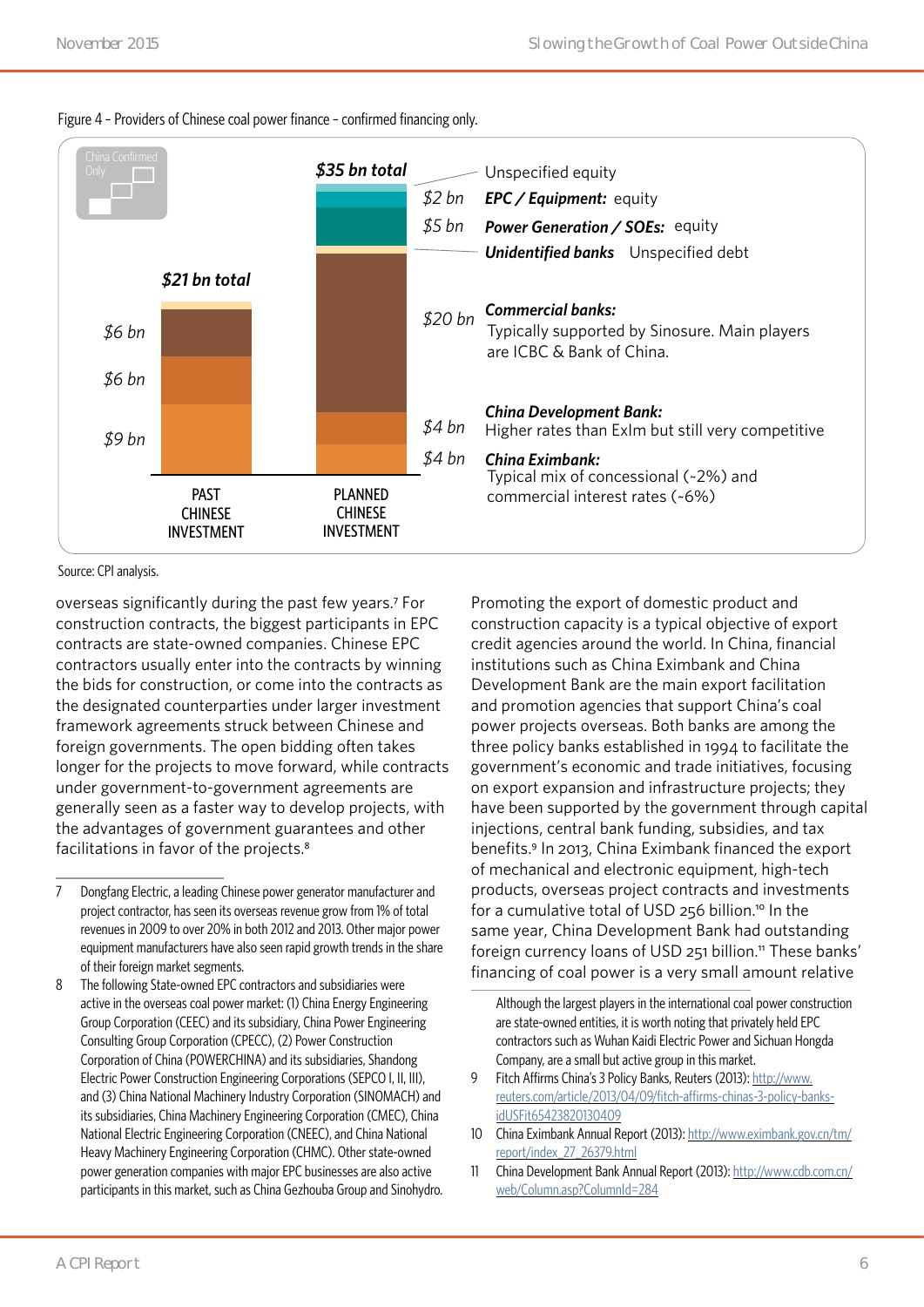Figure 4 - Providers of Chinese coal power finance - confirmed financing only.

China Confirmed Only

| | PAST CHINESE INVESTMENT | PLANNED CHINESE INVESTMENT | Provider |
|---|---|---|---|
| Total | $21 bn total | $35 bn total | |
| | | | Unspecified equity |
| | | $2 bn | EPC / Equipment: equity |
| | | $5 bn | Power Generation / SOEs: equity |
| | | | Unidentified banks Unspecified debt |
| | $6 bn | $20 bn | Commercial banks: Typically supported by Sinosure. Main players are ICBC & Bank of China. |
| | $6 bn | $4 bn | China Development Bank: Higher rates than ExIm but still very competitive |
| | $9 bn | $4 bn | China Eximbank: Typical mix of concessional (~2%) and commercial interest rates (~6%) |

Source: CPI analysis.

overseas significantly during the past few years.[7] For construction contracts, the biggest participants in EPC contracts are state-owned companies. Chinese EPC contractors usually enter into the contracts by winning the bids for construction, or come into the contracts as the designated counterparties under larger investment framework agreements struck between Chinese and foreign governments. The open bidding often takes longer for the projects to move forward, while contracts under government-to-government agreements are generally seen as a faster way to develop projects, with the advantages of government guarantees and other facilitations in favor of the projects.[8]

Promoting the export of domestic product and construction capacity is a typical objective of export credit agencies around the world. In China, financial institutions such as China Eximbank and China Development Bank are the main export facilitation and promotion agencies that support China's coal power projects overseas. Both banks are among the three policy banks established in 1994 to facilitate the government's economic and trade initiatives, focusing on export expansion and infrastructure projects; they have been supported by the government through capital injections, central bank funding, subsidies, and tax benefits.[9] In 2013, China Eximbank financed the export of mechanical and electronic equipment, high-tech products, overseas project contracts and investments for a cumulative total of USD 256 billion.[10] In the same year, China Development Bank had outstanding foreign currency loans of USD 251 billion.[11] These banks' financing of coal power is a very small amount relative

7 Dongfang Electric, a leading Chinese power generator manufacturer and project contractor, has seen its overseas revenue grow from 1% of total revenues in 2009 to over 20% in both 2012 and 2013. Other major power equipment manufacturers have also seen rapid growth trends in the share of their foreign market segments.

8 The following State-owned EPC contractors and subsidiaries were active in the overseas coal power market: (1) China Energy Engineering Group Corporation (CEEC) and its subsidiary, China Power Engineering Consulting Group Corporation (CPECC), (2) Power Construction Corporation of China (POWERCHINA) and its subsidiaries, Shandong Electric Power Construction Engineering Corporations (SEPCO I, II, III), and (3) China National Machinery Industry Corporation (SINOMACH) and its subsidiaries, China Machinery Engineering Corporation (CMEC), China National Electric Engineering Corporation (CNEEC), and China National Heavy Machinery Engineering Corporation (CHMC). Other state-owned power generation companies with major EPC businesses are also active participants in this market, such as China Gezhouba Group and Sinohydro. Although the largest players in the international coal power construction are state-owned entities, it is worth noting that privately held EPC contractors such as Wuhan Kaidi Electric Power and Sichuan Hongda Company, are a small but active group in this market.

9 Fitch Affirms China's 3 Policy Banks, Reuters (2013): http://www.reuters.com/article/2013/04/09/fitch-affirms-chinas-3-policy-banks-idUSFit65423820130409

10 China Eximbank Annual Report (2013): http://www.eximbank.gov.cn/tm/report/index_27_26379.html

11 China Development Bank Annual Report (2013): http://www.cdb.com.cn/web/Column.asp?ColumnId=284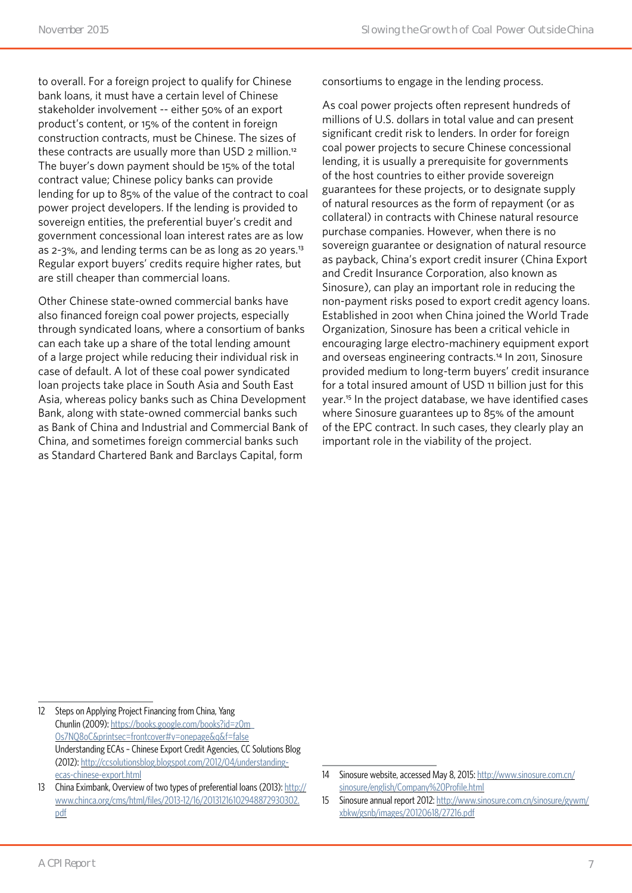to overall. For a foreign project to qualify for Chinese bank loans, it must have a certain level of Chinese stakeholder involvement -- either 50% of an export product's content, or 15% of the content in foreign construction contracts, must be Chinese. The sizes of these contracts are usually more than USD 2 million.[12] The buyer's down payment should be 15% of the total contract value; Chinese policy banks can provide lending for up to 85% of the value of the contract to coal power project developers. If the lending is provided to sovereign entities, the preferential buyer's credit and government concessional loan interest rates are as low as 2-3%, and lending terms can be as long as 20 years.[13] Regular export buyers' credits require higher rates, but are still cheaper than commercial loans.

Other Chinese state-owned commercial banks have also financed foreign coal power projects, especially through syndicated loans, where a consortium of banks can each take up a share of the total lending amount of a large project while reducing their individual risk in case of default. A lot of these coal power syndicated loan projects take place in South Asia and South East Asia, whereas policy banks such as China Development Bank, along with state-owned commercial banks such as Bank of China and Industrial and Commercial Bank of China, and sometimes foreign commercial banks such as Standard Chartered Bank and Barclays Capital, form consortiums to engage in the lending process.

As coal power projects often represent hundreds of millions of U.S. dollars in total value and can present significant credit risk to lenders. In order for foreign coal power projects to secure Chinese concessional lending, it is usually a prerequisite for governments of the host countries to either provide sovereign guarantees for these projects, or to designate supply of natural resources as the form of repayment (or as collateral) in contracts with Chinese natural resource purchase companies. However, when there is no sovereign guarantee or designation of natural resource as payback, China's export credit insurer (China Export and Credit Insurance Corporation, also known as Sinosure), can play an important role in reducing the non-payment risks posed to export credit agency loans. Established in 2001 when China joined the World Trade Organization, Sinosure has been a critical vehicle in encouraging large electro-machinery equipment export and overseas engineering contracts.[14] In 2011, Sinosure provided medium to long-term buyers' credit insurance for a total insured amount of USD 11 billion just for this year.[15] In the project database, we have identified cases where Sinosure guarantees up to 85% of the amount of the EPC contract. In such cases, they clearly play an important role in the viability of the project.

---

12 Steps on Applying Project Financing from China, Yang Chunlin (2009): https://books.google.com/books?id=z0m Os7NQ8oC&printsec=frontcover#v=onepage&q&f=false
Understanding ECAs – Chinese Export Credit Agencies, CC Solutions Blog (2012): http://ccsolutionsblog.blogspot.com/2012/04/understanding-ecas-chinese-export.html

13 China Eximbank, Overview of two types of preferential loans (2013): http://www.chinca.org/cms/html/files/2013-12/16/20131216102948872930302.pdf

14 Sinosure website, accessed May 8, 2015: http://www.sinosure.com.cn/sinosure/english/Company%20Profile.html

15 Sinosure annual report 2012: http://www.sinosure.com.cn/sinosure/gywm/xbkw/gsnb/images/20120618/27216.pdf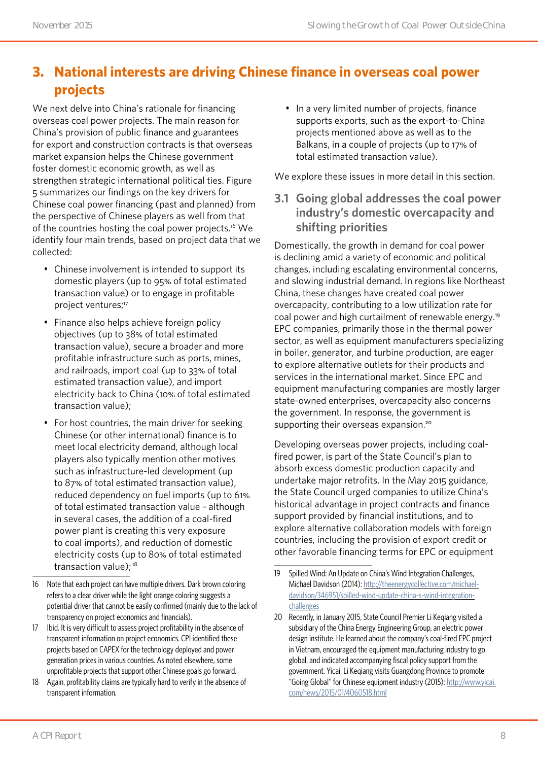## 3. National interests are driving Chinese finance in overseas coal power projects

We next delve into China's rationale for financing overseas coal power projects. The main reason for China's provision of public finance and guarantees for export and construction contracts is that overseas market expansion helps the Chinese government foster domestic economic growth, as well as strengthen strategic international political ties. Figure 5 summarizes our findings on the key drivers for Chinese coal power financing (past and planned) from the perspective of Chinese players as well from that of the countries hosting the coal power projects.[16] We identify four main trends, based on project data that we collected:

- Chinese involvement is intended to support its domestic players (up to 95% of total estimated transaction value) or to engage in profitable project ventures;[17]
- Finance also helps achieve foreign policy objectives (up to 38% of total estimated transaction value), secure a broader and more profitable infrastructure such as ports, mines, and railroads, import coal (up to 33% of total estimated transaction value), and import electricity back to China (10% of total estimated transaction value);
- For host countries, the main driver for seeking Chinese (or other international) finance is to meet local electricity demand, although local players also typically mention other motives such as infrastructure-led development (up to 87% of total estimated transaction value), reduced dependency on fuel imports (up to 61% of total estimated transaction value – although in several cases, the addition of a coal-fired power plant is creating this very exposure to coal imports), and reduction of domestic electricity costs (up to 80% of total estimated transaction value);[18]
- In a very limited number of projects, finance supports exports, such as the export-to-China projects mentioned above as well as to the Balkans, in a couple of projects (up to 17% of total estimated transaction value).

We explore these issues in more detail in this section.

### 3.1 Going global addresses the coal power industry's domestic overcapacity and shifting priorities

Domestically, the growth in demand for coal power is declining amid a variety of economic and political changes, including escalating environmental concerns, and slowing industrial demand. In regions like Northeast China, these changes have created coal power overcapacity, contributing to a low utilization rate for coal power and high curtailment of renewable energy.[19] EPC companies, primarily those in the thermal power sector, as well as equipment manufacturers specializing in boiler, generator, and turbine production, are eager to explore alternative outlets for their products and services in the international market. Since EPC and equipment manufacturing companies are mostly larger state-owned enterprises, overcapacity also concerns the government. In response, the government is supporting their overseas expansion.[20]

Developing overseas power projects, including coal-fired power, is part of the State Council's plan to absorb excess domestic production capacity and undertake major retrofits. In the May 2015 guidance, the State Council urged companies to utilize China's historical advantage in project contracts and finance support provided by financial institutions, and to explore alternative collaboration models with foreign countries, including the provision of export credit or other favorable financing terms for EPC or equipment

---

16 Note that each project can have multiple drivers. Dark brown coloring refers to a clear driver while the light orange coloring suggests a potential driver that cannot be easily confirmed (mainly due to the lack of transparency on project economics and financials).

17 Ibid. It is very difficult to assess project profitability in the absence of transparent information on project economics. CPI identified these projects based on CAPEX for the technology deployed and power generation prices in various countries. As noted elsewhere, some unprofitable projects that support other Chinese goals go forward.

18 Again, profitability claims are typically hard to verify in the absence of transparent information.

19 Spilled Wind: An Update on China's Wind Integration Challenges, Michael Davidson (2014): http://theenergycollective.com/michael-davidson/346951/spilled-wind-update-china-s-wind-integration-challenges

20 Recently, in January 2015, State Council Premier Li Keqiang visited a subsidiary of the China Energy Engineering Group, an electric power design institute. He learned about the company's coal-fired EPC project in Vietnam, encouraged the equipment manufacturing industry to go global, and indicated accompanying fiscal policy support from the government. Yicai, Li Keqiang visits Guangdong Province to promote "Going Global" for Chinese equipment industry (2015): http://www.yicai.com/news/2015/01/4060518.html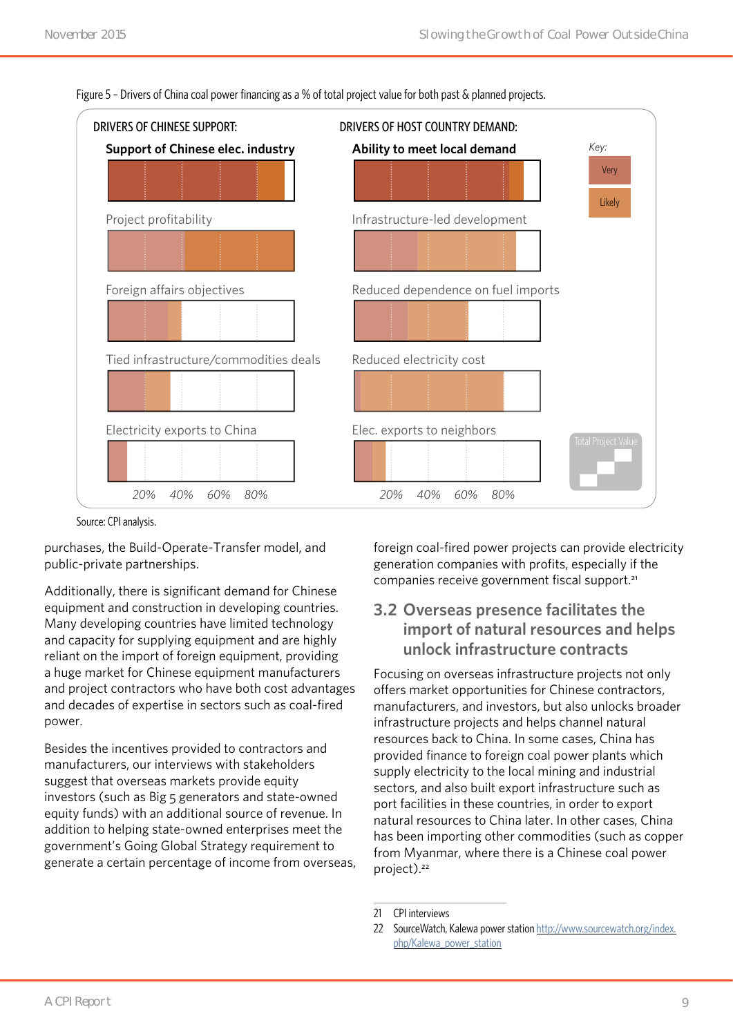Figure 5 – Drivers of China coal power financing as a % of total project value for both past & planned projects.

DRIVERS OF CHINESE SUPPORT:

**Support of Chinese elec. industry**

Project profitability

Foreign affairs objectives

Tied infrastructure/commodities deals

Electricity exports to China

20% 40% 60% 80%

DRIVERS OF HOST COUNTRY DEMAND:

**Ability to meet local demand**

Infrastructure-led development

Reduced dependence on fuel imports

Reduced electricity cost

Elec. exports to neighbors

20% 40% 60% 80%

*Key:*

Very

Likely

Total Project Value

Source: CPI analysis.

purchases, the Build-Operate-Transfer model, and public-private partnerships.

Additionally, there is significant demand for Chinese equipment and construction in developing countries. Many developing countries have limited technology and capacity for supplying equipment and are highly reliant on the import of foreign equipment, providing a huge market for Chinese equipment manufacturers and project contractors who have both cost advantages and decades of expertise in sectors such as coal-fired power.

Besides the incentives provided to contractors and manufacturers, our interviews with stakeholders suggest that overseas markets provide equity investors (such as Big 5 generators and state-owned equity funds) with an additional source of revenue. In addition to helping state-owned enterprises meet the government's Going Global Strategy requirement to generate a certain percentage of income from overseas, foreign coal-fired power projects can provide electricity generation companies with profits, especially if the companies receive government fiscal support.[21]

## 3.2 Overseas presence facilitates the import of natural resources and helps unlock infrastructure contracts

Focusing on overseas infrastructure projects not only offers market opportunities for Chinese contractors, manufacturers, and investors, but also unlocks broader infrastructure projects and helps channel natural resources back to China. In some cases, China has provided finance to foreign coal power plants which supply electricity to the local mining and industrial sectors, and also built export infrastructure such as port facilities in these countries, in order to export natural resources to China later. In other cases, China has been importing other commodities (such as copper from Myanmar, where there is a Chinese coal power project).[22]

---

21 CPI interviews

22 SourceWatch, Kalewa power station http://www.sourcewatch.org/index.php/Kalewa_power_station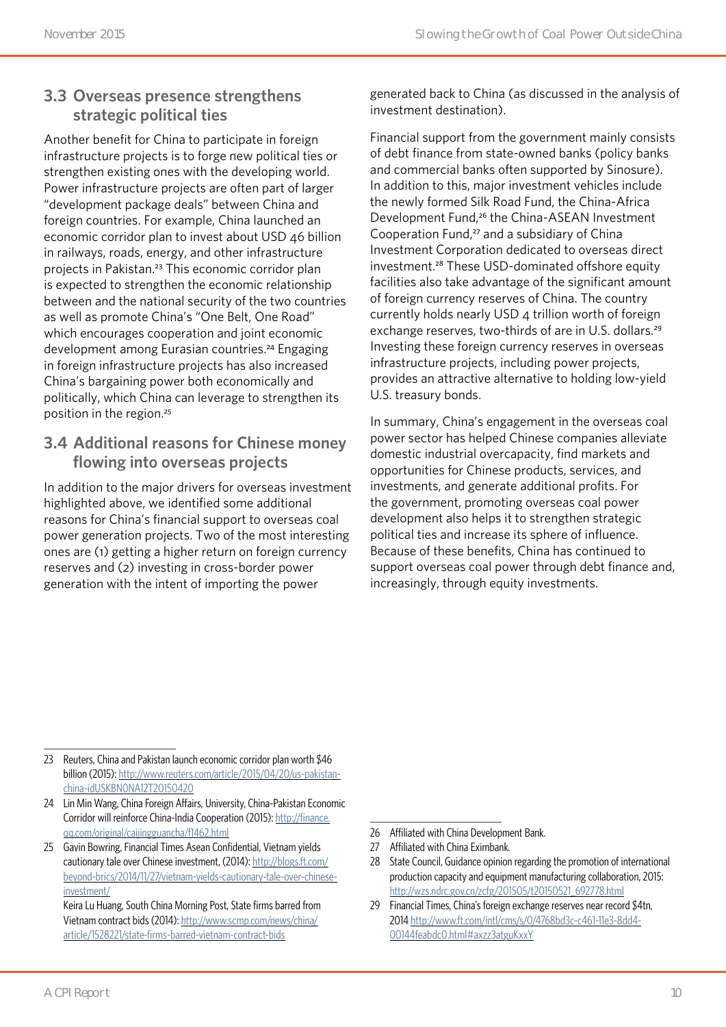## 3.3 Overseas presence strengthens strategic political ties

Another benefit for China to participate in foreign infrastructure projects is to forge new political ties or strengthen existing ones with the developing world. Power infrastructure projects are often part of larger "development package deals" between China and foreign countries. For example, China launched an economic corridor plan to invest about USD 46 billion in railways, roads, energy, and other infrastructure projects in Pakistan.[23] This economic corridor plan is expected to strengthen the economic relationship between and the national security of the two countries as well as promote China's "One Belt, One Road" which encourages cooperation and joint economic development among Eurasian countries.[24] Engaging in foreign infrastructure projects has also increased China's bargaining power both economically and politically, which China can leverage to strengthen its position in the region.[25]

## 3.4 Additional reasons for Chinese money flowing into overseas projects

In addition to the major drivers for overseas investment highlighted above, we identified some additional reasons for China's financial support to overseas coal power generation projects. Two of the most interesting ones are (1) getting a higher return on foreign currency reserves and (2) investing in cross-border power generation with the intent of importing the power generated back to China (as discussed in the analysis of investment destination).

Financial support from the government mainly consists of debt finance from state-owned banks (policy banks and commercial banks often supported by Sinosure). In addition to this, major investment vehicles include the newly formed Silk Road Fund, the China-Africa Development Fund,[26] the China-ASEAN Investment Cooperation Fund,[27] and a subsidiary of China Investment Corporation dedicated to overseas direct investment.[28] These USD-dominated offshore equity facilities also take advantage of the significant amount of foreign currency reserves of China. The country currently holds nearly USD 4 trillion worth of foreign exchange reserves, two-thirds of are in U.S. dollars.[29] Investing these foreign currency reserves in overseas infrastructure projects, including power projects, provides an attractive alternative to holding low-yield U.S. treasury bonds.

In summary, China's engagement in the overseas coal power sector has helped Chinese companies alleviate domestic industrial overcapacity, find markets and opportunities for Chinese products, services, and investments, and generate additional profits. For the government, promoting overseas coal power development also helps it to strengthen strategic political ties and increase its sphere of influence. Because of these benefits, China has continued to support overseas coal power through debt finance and, increasingly, through equity investments.

---

23 Reuters, China and Pakistan launch economic corridor plan worth $46 billion (2015): http://www.reuters.com/article/2015/04/20/us-pakistan-china-idUSKBN0NA12T20150420

24 Lin Min Wang, China Foreign Affairs, University, China-Pakistan Economic Corridor will reinforce China-India Cooperation (2015): http://finance.qq.com/original/caijingguancha/f1462.html

25 Gavin Bowring, Financial Times Asean Confidential, Vietnam yields cautionary tale over Chinese investment, (2014): http://blogs.ft.com/beyond-brics/2014/11/27/vietnam-yields-cautionary-tale-over-chinese-investment/
Keira Lu Huang, South China Morning Post, State firms barred from Vietnam contract bids (2014): http://www.scmp.com/news/china/article/1528221/state-firms-barred-vietnam-contract-bids

26 Affiliated with China Development Bank.

27 Affiliated with China Eximbank.

28 State Council, Guidance opinion regarding the promotion of international production capacity and equipment manufacturing collaboration, 2015: http://wzs.ndrc.gov.cn/zcfg/201505/t20150521_692778.html

29 Financial Times, China's foreign exchange reserves near record $4tn, 2014 http://www.ft.com/intl/cms/s/0/4768bd3c-c461-11e3-8dd4-00144feabdc0.html#axzz3atguKxxY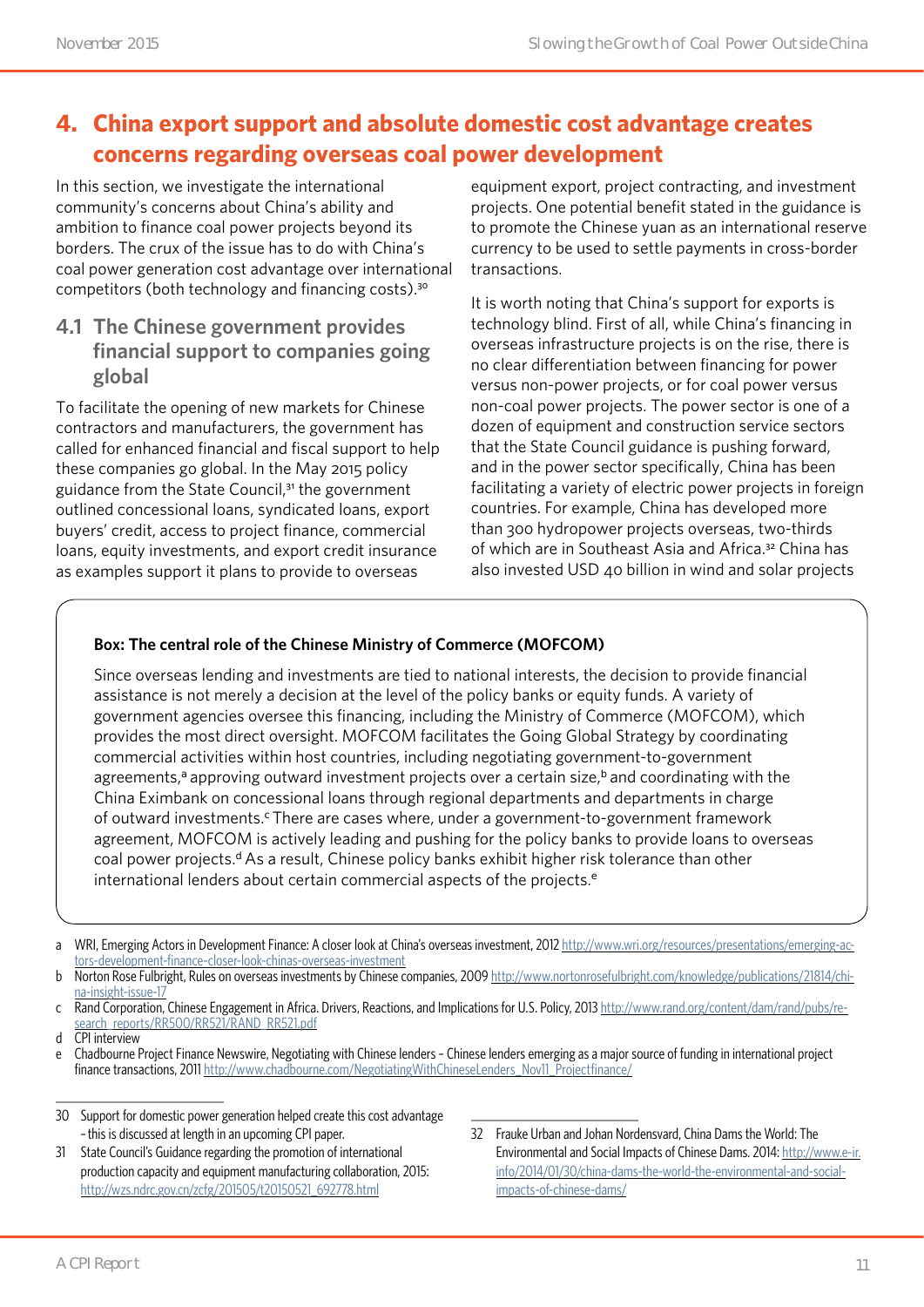# 4. China export support and absolute domestic cost advantage creates concerns regarding overseas coal power development

In this section, we investigate the international community's concerns about China's ability and ambition to finance coal power projects beyond its borders. The crux of the issue has to do with China's coal power generation cost advantage over international competitors (both technology and financing costs).[30]

## 4.1 The Chinese government provides financial support to companies going global

To facilitate the opening of new markets for Chinese contractors and manufacturers, the government has called for enhanced financial and fiscal support to help these companies go global. In the May 2015 policy guidance from the State Council,[31] the government outlined concessional loans, syndicated loans, export buyers' credit, access to project finance, commercial loans, equity investments, and export credit insurance as examples support it plans to provide to overseas equipment export, project contracting, and investment projects. One potential benefit stated in the guidance is to promote the Chinese yuan as an international reserve currency to be used to settle payments in cross-border transactions.

It is worth noting that China's support for exports is technology blind. First of all, while China's financing in overseas infrastructure projects is on the rise, there is no clear differentiation between financing for power versus non-power projects, or for coal power versus non-coal power projects. The power sector is one of a dozen of equipment and construction service sectors that the State Council guidance is pushing forward, and in the power sector specifically, China has been facilitating a variety of electric power projects in foreign countries. For example, China has developed more than 300 hydropower projects overseas, two-thirds of which are in Southeast Asia and Africa.[32] China has also invested USD 40 billion in wind and solar projects

**Box: The central role of the Chinese Ministry of Commerce (MOFCOM)**

Since overseas lending and investments are tied to national interests, the decision to provide financial assistance is not merely a decision at the level of the policy banks or equity funds. A variety of government agencies oversee this financing, including the Ministry of Commerce (MOFCOM), which provides the most direct oversight. MOFCOM facilitates the Going Global Strategy by coordinating commercial activities within host countries, including negotiating government-to-government agreements,[a] approving outward investment projects over a certain size,[b] and coordinating with the China Eximbank on concessional loans through regional departments and departments in charge of outward investments.[c] There are cases where, under a government-to-government framework agreement, MOFCOM is actively leading and pushing for the policy banks to provide loans to overseas coal power projects.[d] As a result, Chinese policy banks exhibit higher risk tolerance than other international lenders about certain commercial aspects of the projects.[e]

a WRI, Emerging Actors in Development Finance: A closer look at China's overseas investment, 2012 http://www.wri.org/resources/presentations/emerging-actors-development-finance-closer-look-chinas-overseas-investment

b Norton Rose Fulbright, Rules on overseas investments by Chinese companies, 2009 http://www.nortonrosefulbright.com/knowledge/publications/21814/china-insight-issue-17

c Rand Corporation, Chinese Engagement in Africa. Drivers, Reactions, and Implications for U.S. Policy, 2013 http://www.rand.org/content/dam/rand/pubs/research_reports/RR500/RR521/RAND_RR521.pdf

d CPI interview

e Chadbourne Project Finance Newswire, Negotiating with Chinese lenders – Chinese lenders emerging as a major source of funding in international project finance transactions, 2011 http://www.chadbourne.com/NegotiatingWithChineseLenders_Nov11_Projectfinance/

30 Support for domestic power generation helped create this cost advantage – this is discussed at length in an upcoming CPI paper.

31 State Council's Guidance regarding the promotion of international production capacity and equipment manufacturing collaboration, 2015: http://wzs.ndrc.gov.cn/zcfg/201505/t20150521_692778.html

32 Frauke Urban and Johan Nordensvard, China Dams the World: The Environmental and Social Impacts of Chinese Dams. 2014: http://www.e-ir.info/2014/01/30/china-dams-the-world-the-environmental-and-social-impacts-of-chinese-dams/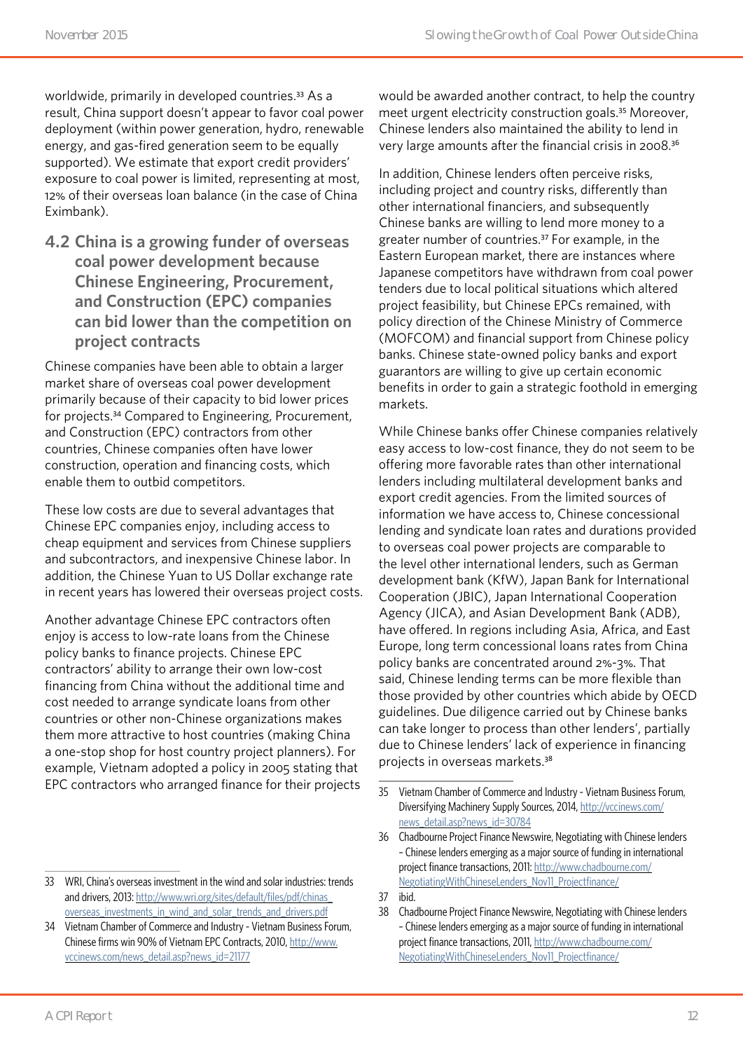worldwide, primarily in developed countries.[33] As a result, China support doesn't appear to favor coal power deployment (within power generation, hydro, renewable energy, and gas-fired generation seem to be equally supported). We estimate that export credit providers' exposure to coal power is limited, representing at most, 12% of their overseas loan balance (in the case of China Eximbank).

## 4.2 China is a growing funder of overseas coal power development because Chinese Engineering, Procurement, and Construction (EPC) companies can bid lower than the competition on project contracts

Chinese companies have been able to obtain a larger market share of overseas coal power development primarily because of their capacity to bid lower prices for projects.[34] Compared to Engineering, Procurement, and Construction (EPC) contractors from other countries, Chinese companies often have lower construction, operation and financing costs, which enable them to outbid competitors.

These low costs are due to several advantages that Chinese EPC companies enjoy, including access to cheap equipment and services from Chinese suppliers and subcontractors, and inexpensive Chinese labor. In addition, the Chinese Yuan to US Dollar exchange rate in recent years has lowered their overseas project costs.

Another advantage Chinese EPC contractors often enjoy is access to low-rate loans from the Chinese policy banks to finance projects. Chinese EPC contractors' ability to arrange their own low-cost financing from China without the additional time and cost needed to arrange syndicate loans from other countries or other non-Chinese organizations makes them more attractive to host countries (making China a one-stop shop for host country project planners). For example, Vietnam adopted a policy in 2005 stating that EPC contractors who arranged finance for their projects would be awarded another contract, to help the country meet urgent electricity construction goals.[35] Moreover, Chinese lenders also maintained the ability to lend in very large amounts after the financial crisis in 2008.[36]

In addition, Chinese lenders often perceive risks, including project and country risks, differently than other international financiers, and subsequently Chinese banks are willing to lend more money to a greater number of countries.[37] For example, in the Eastern European market, there are instances where Japanese competitors have withdrawn from coal power tenders due to local political situations which altered project feasibility, but Chinese EPCs remained, with policy direction of the Chinese Ministry of Commerce (MOFCOM) and financial support from Chinese policy banks. Chinese state-owned policy banks and export guarantors are willing to give up certain economic benefits in order to gain a strategic foothold in emerging markets.

While Chinese banks offer Chinese companies relatively easy access to low-cost finance, they do not seem to be offering more favorable rates than other international lenders including multilateral development banks and export credit agencies. From the limited sources of information we have access to, Chinese concessional lending and syndicate loan rates and durations provided to overseas coal power projects are comparable to the level other international lenders, such as German development bank (KfW), Japan Bank for International Cooperation (JBIC), Japan International Cooperation Agency (JICA), and Asian Development Bank (ADB), have offered. In regions including Asia, Africa, and East Europe, long term concessional loans rates from China policy banks are concentrated around 2%-3%. That said, Chinese lending terms can be more flexible than those provided by other countries which abide by OECD guidelines. Due diligence carried out by Chinese banks can take longer to process than other lenders', partially due to Chinese lenders' lack of experience in financing projects in overseas markets.[38]

---

33 WRI, China's overseas investment in the wind and solar industries: trends and drivers, 2013: http://www.wri.org/sites/default/files/pdf/chinas_overseas_investments_in_wind_and_solar_trends_and_drivers.pdf

34 Vietnam Chamber of Commerce and Industry - Vietnam Business Forum, Chinese firms win 90% of Vietnam EPC Contracts, 2010, http://www.vccinews.com/news_detail.asp?news_id=21177

35 Vietnam Chamber of Commerce and Industry - Vietnam Business Forum, Diversifying Machinery Supply Sources, 2014, http://vccinews.com/news_detail.asp?news_id=30784

36 Chadbourne Project Finance Newswire, Negotiating with Chinese lenders - Chinese lenders emerging as a major source of funding in international project finance transactions, 2011: http://www.chadbourne.com/NegotiatingWithChineseLenders_Nov11_Projectfinance/

37 ibid.

38 Chadbourne Project Finance Newswire, Negotiating with Chinese lenders - Chinese lenders emerging as a major source of funding in international project finance transactions, 2011, http://www.chadbourne.com/NegotiatingWithChineseLenders_Nov11_Projectfinance/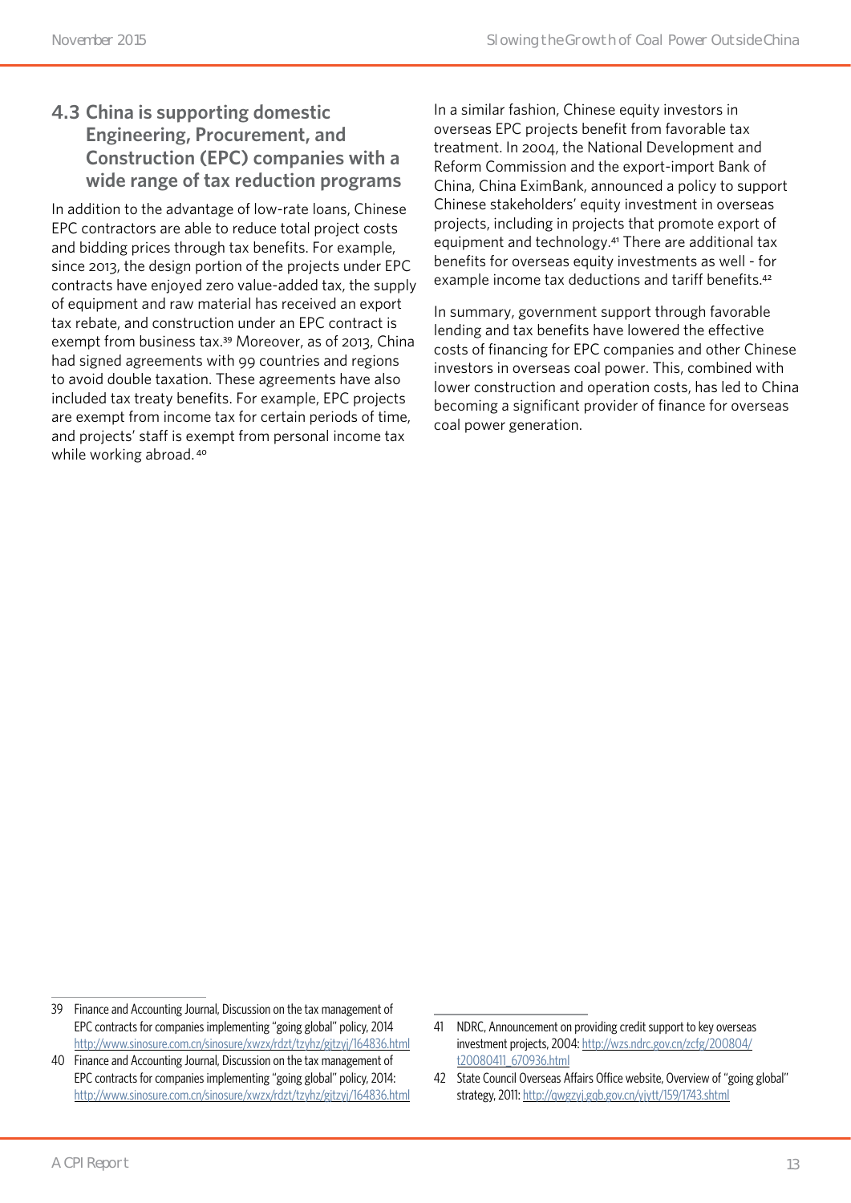## 4.3 China is supporting domestic Engineering, Procurement, and Construction (EPC) companies with a wide range of tax reduction programs

In addition to the advantage of low-rate loans, Chinese EPC contractors are able to reduce total project costs and bidding prices through tax benefits. For example, since 2013, the design portion of the projects under EPC contracts have enjoyed zero value-added tax, the supply of equipment and raw material has received an export tax rebate, and construction under an EPC contract is exempt from business tax.[39] Moreover, as of 2013, China had signed agreements with 99 countries and regions to avoid double taxation. These agreements have also included tax treaty benefits. For example, EPC projects are exempt from income tax for certain periods of time, and projects' staff is exempt from personal income tax while working abroad.[40]

In a similar fashion, Chinese equity investors in overseas EPC projects benefit from favorable tax treatment. In 2004, the National Development and Reform Commission and the export-import Bank of China, China EximBank, announced a policy to support Chinese stakeholders' equity investment in overseas projects, including in projects that promote export of equipment and technology.[41] There are additional tax benefits for overseas equity investments as well - for example income tax deductions and tariff benefits.[42]

In summary, government support through favorable lending and tax benefits have lowered the effective costs of financing for EPC companies and other Chinese investors in overseas coal power. This, combined with lower construction and operation costs, has led to China becoming a significant provider of finance for overseas coal power generation.

---

39 Finance and Accounting Journal, Discussion on the tax management of EPC contracts for companies implementing "going global" policy, 2014 http://www.sinosure.com.cn/sinosure/xwzx/rdzt/tzyhz/gjtzyj/164836.html

40 Finance and Accounting Journal, Discussion on the tax management of EPC contracts for companies implementing "going global" policy, 2014: http://www.sinosure.com.cn/sinosure/xwzx/rdzt/tzyhz/gjtzyj/164836.html

41 NDRC, Announcement on providing credit support to key overseas investment projects, 2004: http://wzs.ndrc.gov.cn/zcfg/200804/t20080411_670936.html

42 State Council Overseas Affairs Office website, Overview of "going global" strategy, 2011: http://qwgzyj.gqb.gov.cn/yjytt/159/1743.shtml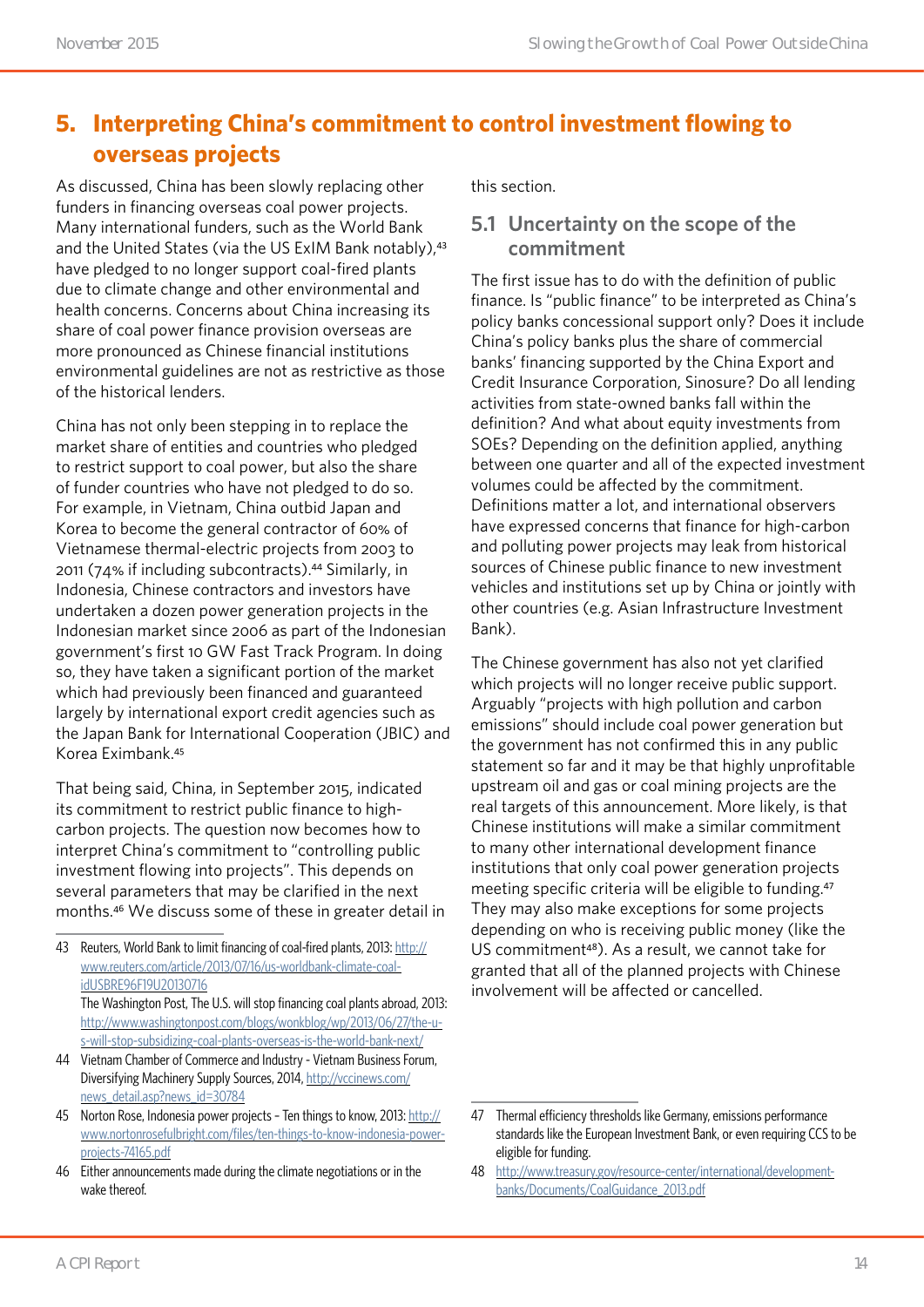## 5. Interpreting China's commitment to control investment flowing to overseas projects

As discussed, China has been slowly replacing other funders in financing overseas coal power projects. Many international funders, such as the World Bank and the United States (via the US ExIM Bank notably),[43] have pledged to no longer support coal-fired plants due to climate change and other environmental and health concerns. Concerns about China increasing its share of coal power finance provision overseas are more pronounced as Chinese financial institutions environmental guidelines are not as restrictive as those of the historical lenders.

China has not only been stepping in to replace the market share of entities and countries who pledged to restrict support to coal power, but also the share of funder countries who have not pledged to do so. For example, in Vietnam, China outbid Japan and Korea to become the general contractor of 60% of Vietnamese thermal-electric projects from 2003 to 2011 (74% if including subcontracts).[44] Similarly, in Indonesia, Chinese contractors and investors have undertaken a dozen power generation projects in the Indonesian market since 2006 as part of the Indonesian government's first 10 GW Fast Track Program. In doing so, they have taken a significant portion of the market which had previously been financed and guaranteed largely by international export credit agencies such as the Japan Bank for International Cooperation (JBIC) and Korea Eximbank.[45]

That being said, China, in September 2015, indicated its commitment to restrict public finance to high-carbon projects. The question now becomes how to interpret China's commitment to "controlling public investment flowing into projects". This depends on several parameters that may be clarified in the next months.[46] We discuss some of these in greater detail in this section.

### 5.1 Uncertainty on the scope of the commitment

The first issue has to do with the definition of public finance. Is "public finance" to be interpreted as China's policy banks concessional support only? Does it include China's policy banks plus the share of commercial banks' financing supported by the China Export and Credit Insurance Corporation, Sinosure? Do all lending activities from state-owned banks fall within the definition? And what about equity investments from SOEs? Depending on the definition applied, anything between one quarter and all of the expected investment volumes could be affected by the commitment. Definitions matter a lot, and international observers have expressed concerns that finance for high-carbon and polluting power projects may leak from historical sources of Chinese public finance to new investment vehicles and institutions set up by China or jointly with other countries (e.g. Asian Infrastructure Investment Bank).

The Chinese government has also not yet clarified which projects will no longer receive public support. Arguably "projects with high pollution and carbon emissions" should include coal power generation but the government has not confirmed this in any public statement so far and it may be that highly unprofitable upstream oil and gas or coal mining projects are the real targets of this announcement. More likely, is that Chinese institutions will make a similar commitment to many other international development finance institutions that only coal power generation projects meeting specific criteria will be eligible to funding.[47] They may also make exceptions for some projects depending on who is receiving public money (like the US commitment[48]). As a result, we cannot take for granted that all of the planned projects with Chinese involvement will be affected or cancelled.

---

43 Reuters, World Bank to limit financing of coal-fired plants, 2013: http://www.reuters.com/article/2013/07/16/us-worldbank-climate-coal-idUSBRE96F19U20130716
The Washington Post, The U.S. will stop financing coal plants abroad, 2013: http://www.washingtonpost.com/blogs/wonkblog/wp/2013/06/27/the-u-s-will-stop-subsidizing-coal-plants-overseas-is-the-world-bank-next/

44 Vietnam Chamber of Commerce and Industry - Vietnam Business Forum, Diversifying Machinery Supply Sources, 2014, http://vccinews.com/news_detail.asp?news_id=30784

45 Norton Rose, Indonesia power projects – Ten things to know, 2013: http://www.nortonrosefulbright.com/files/ten-things-to-know-indonesia-power-projects-74165.pdf

46 Either announcements made during the climate negotiations or in the wake thereof.

47 Thermal efficiency thresholds like Germany, emissions performance standards like the European Investment Bank, or even requiring CCS to be eligible for funding.

48 http://www.treasury.gov/resource-center/international/development-banks/Documents/CoalGuidance_2013.pdf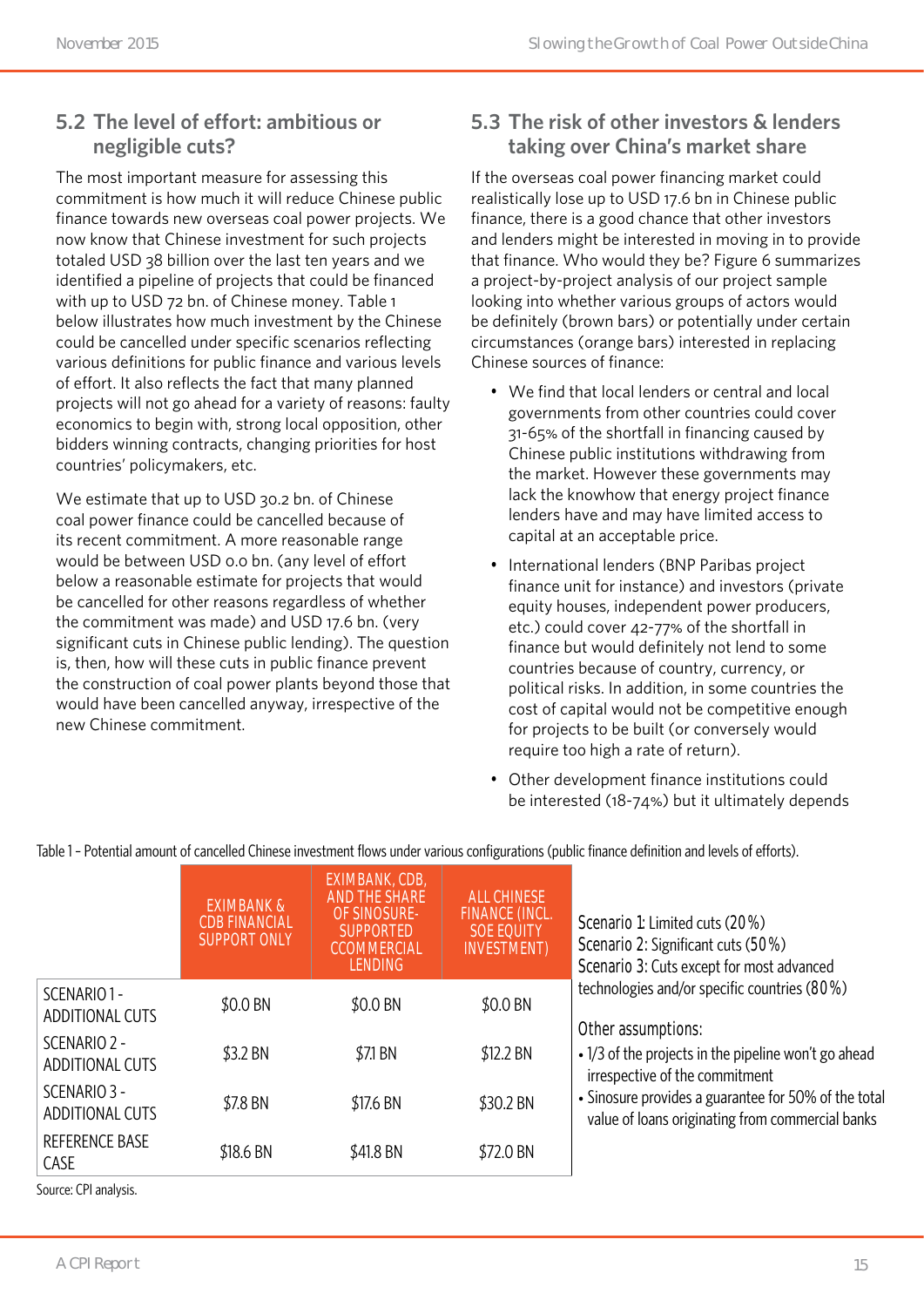## 5.2 The level of effort: ambitious or negligible cuts?

The most important measure for assessing this commitment is how much it will reduce Chinese public finance towards new overseas coal power projects. We now know that Chinese investment for such projects totaled USD 38 billion over the last ten years and we identified a pipeline of projects that could be financed with up to USD 72 bn. of Chinese money. Table 1 below illustrates how much investment by the Chinese could be cancelled under specific scenarios reflecting various definitions for public finance and various levels of effort. It also reflects the fact that many planned projects will not go ahead for a variety of reasons: faulty economics to begin with, strong local opposition, other bidders winning contracts, changing priorities for host countries' policymakers, etc.

We estimate that up to USD 30.2 bn. of Chinese coal power finance could be cancelled because of its recent commitment. A more reasonable range would be between USD 0.0 bn. (any level of effort below a reasonable estimate for projects that would be cancelled for other reasons regardless of whether the commitment was made) and USD 17.6 bn. (very significant cuts in Chinese public lending). The question is, then, how will these cuts in public finance prevent the construction of coal power plants beyond those that would have been cancelled anyway, irrespective of the new Chinese commitment.

## 5.3 The risk of other investors & lenders taking over China's market share

If the overseas coal power financing market could realistically lose up to USD 17.6 bn in Chinese public finance, there is a good chance that other investors and lenders might be interested in moving in to provide that finance. Who would they be? Figure 6 summarizes a project-by-project analysis of our project sample looking into whether various groups of actors would be definitely (brown bars) or potentially under certain circumstances (orange bars) interested in replacing Chinese sources of finance:

- We find that local lenders or central and local governments from other countries could cover 31-65% of the shortfall in financing caused by Chinese public institutions withdrawing from the market. However these governments may lack the knowhow that energy project finance lenders have and may have limited access to capital at an acceptable price.
- International lenders (BNP Paribas project finance unit for instance) and investors (private equity houses, independent power producers, etc.) could cover 42-77% of the shortfall in finance but would definitely not lend to some countries because of country, currency, or political risks. In addition, in some countries the cost of capital would not be competitive enough for projects to be built (or conversely would require too high a rate of return).
- Other development finance institutions could be interested (18-74%) but it ultimately depends

Table 1 – Potential amount of cancelled Chinese investment flows under various configurations (public finance definition and levels of efforts).

| | EXIMBANK & CDB FINANCIAL SUPPORT ONLY | EXIMBANK, CDB, AND THE SHARE OF SINOSURE-SUPPORTED CCOMMERCIAL LENDING | ALL CHINESE FINANCE (INCL. SOE EQUITY INVESTMENT) |
|---|---|---|---|
| SCENARIO 1 - ADDITIONAL CUTS | $0.0 BN | $0.0 BN | $0.0 BN |
| SCENARIO 2 - ADDITIONAL CUTS | $3.2 BN | $7.1 BN | $12.2 BN |
| SCENARIO 3 - ADDITIONAL CUTS | $7.8 BN | $17.6 BN | $30.2 BN |
| REFERENCE BASE CASE | $18.6 BN | $41.8 BN | $72.0 BN |

Scenario 1: Limited cuts (20%)
Scenario 2: Significant cuts (50%)
Scenario 3: Cuts except for most advanced technologies and/or specific countries (80%)

Other assumptions:

- 1/3 of the projects in the pipeline won't go ahead irrespective of the commitment
- Sinosure provides a guarantee for 50% of the total value of loans originating from commercial banks

Source: CPI analysis.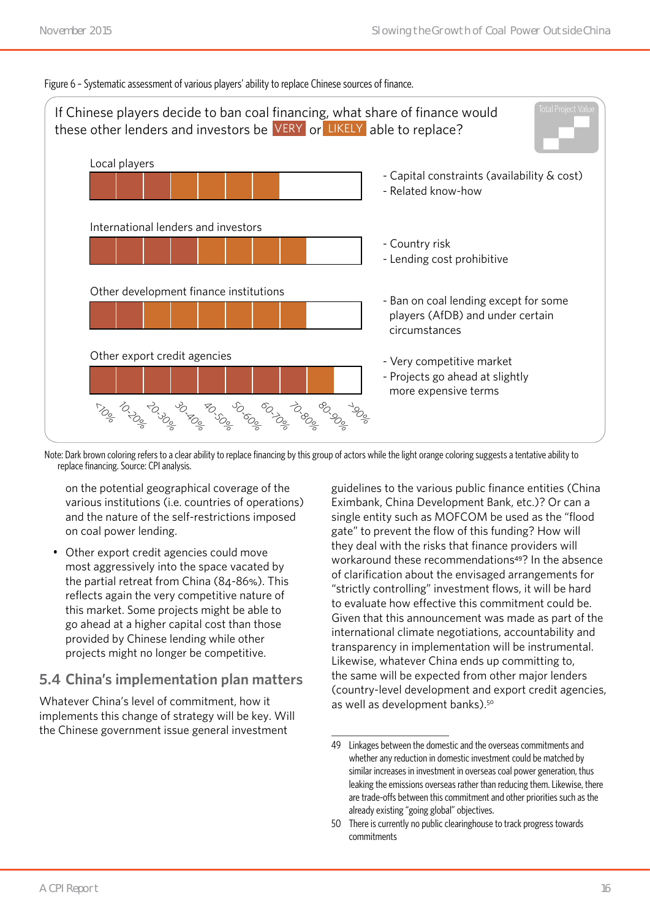Figure 6 – Systematic assessment of various players' ability to replace Chinese sources of finance.

If Chinese players decide to ban coal financing, what share of finance would these other lenders and investors be VERY or LIKELY able to replace?

Total Project Value

Local players

- Capital constraints (availability & cost)
- Related know-how

International lenders and investors

- Country risk
- Lending cost prohibitive

Other development finance institutions

- Ban on coal lending except for some players (AfDB) and under certain circumstances

Other export credit agencies

- Very competitive market
- Projects go ahead at slightly more expensive terms

<10% 10-20% 20-30% 30-40% 40-50% 50-60% 60-70% 70-80% 80-90% >90%

Note: Dark brown coloring refers to a clear ability to replace financing by this group of actors while the light orange coloring suggests a tentative ability to replace financing. Source: CPI analysis.

on the potential geographical coverage of the various institutions (i.e. countries of operations) and the nature of the self-restrictions imposed on coal power lending.

- Other export credit agencies could move most aggressively into the space vacated by the partial retreat from China (84-86%). This reflects again the very competitive nature of this market. Some projects might be able to go ahead at a higher capital cost than those provided by Chinese lending while other projects might no longer be competitive.

## 5.4 China's implementation plan matters

Whatever China's level of commitment, how it implements this change of strategy will be key. Will the Chinese government issue general investment guidelines to the various public finance entities (China Eximbank, China Development Bank, etc.)? Or can a single entity such as MOFCOM be used as the "flood gate" to prevent the flow of this funding? How will they deal with the risks that finance providers will workaround these recommendations[49]? In the absence of clarification about the envisaged arrangements for "strictly controlling" investment flows, it will be hard to evaluate how effective this commitment could be. Given that this announcement was made as part of the international climate negotiations, accountability and transparency in implementation will be instrumental. Likewise, whatever China ends up committing to, the same will be expected from other major lenders (country-level development and export credit agencies, as well as development banks).[50]

---

49 Linkages between the domestic and the overseas commitments and whether any reduction in domestic investment could be matched by similar increases in investment in overseas coal power generation, thus leaking the emissions overseas rather than reducing them. Likewise, there are trade-offs between this commitment and other priorities such as the already existing "going global" objectives.

50 There is currently no public clearinghouse to track progress towards commitments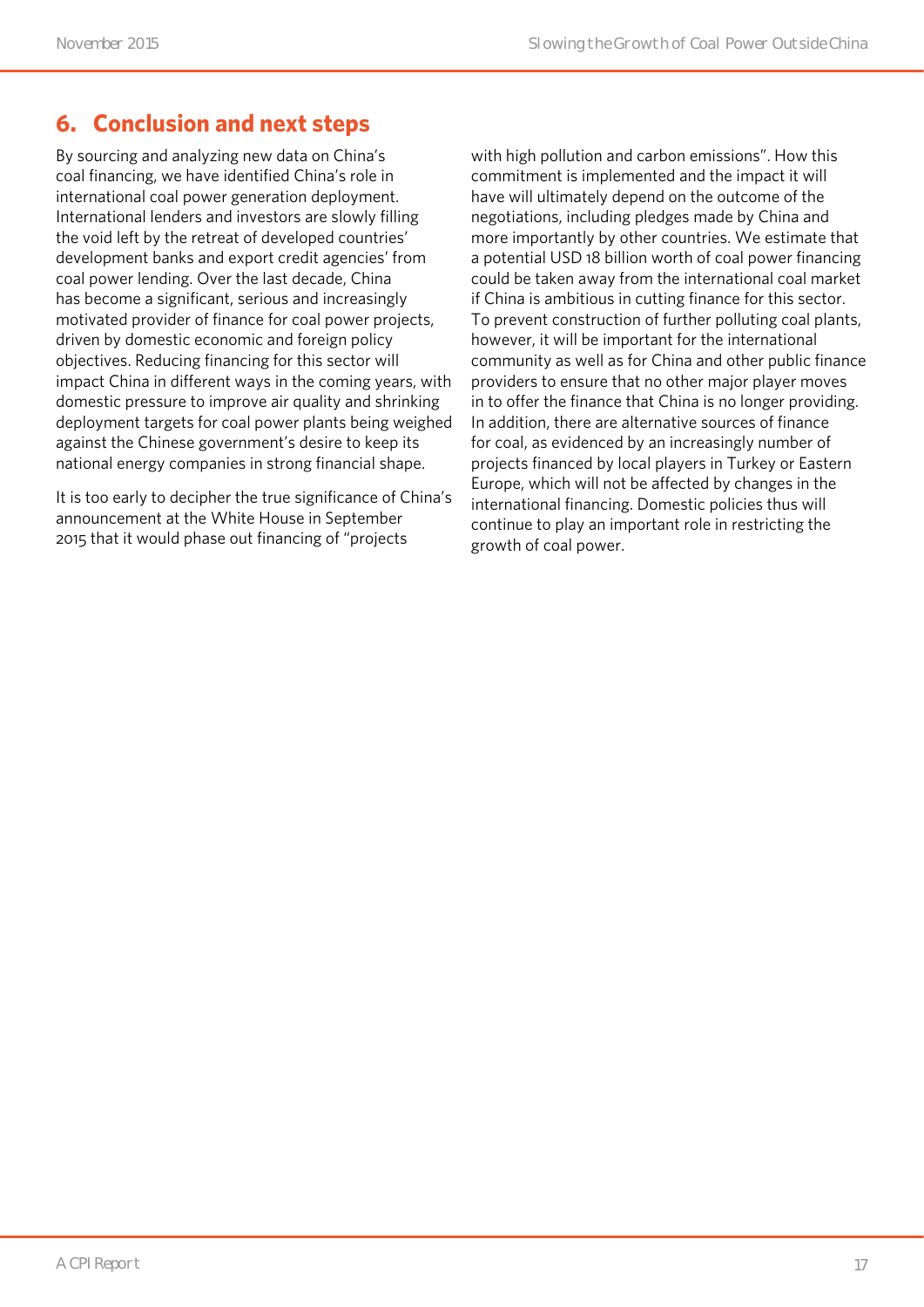## 6. Conclusion and next steps

By sourcing and analyzing new data on China's coal financing, we have identified China's role in international coal power generation deployment. International lenders and investors are slowly filling the void left by the retreat of developed countries' development banks and export credit agencies' from coal power lending. Over the last decade, China has become a significant, serious and increasingly motivated provider of finance for coal power projects, driven by domestic economic and foreign policy objectives. Reducing financing for this sector will impact China in different ways in the coming years, with domestic pressure to improve air quality and shrinking deployment targets for coal power plants being weighed against the Chinese government's desire to keep its national energy companies in strong financial shape.

It is too early to decipher the true significance of China's announcement at the White House in September 2015 that it would phase out financing of "projects with high pollution and carbon emissions". How this commitment is implemented and the impact it will have will ultimately depend on the outcome of the negotiations, including pledges made by China and more importantly by other countries. We estimate that a potential USD 18 billion worth of coal power financing could be taken away from the international coal market if China is ambitious in cutting finance for this sector. To prevent construction of further polluting coal plants, however, it will be important for the international community as well as for China and other public finance providers to ensure that no other major player moves in to offer the finance that China is no longer providing. In addition, there are alternative sources of finance for coal, as evidenced by an increasingly number of projects financed by local players in Turkey or Eastern Europe, which will not be affected by changes in the international financing. Domestic policies thus will continue to play an important role in restricting the growth of coal power.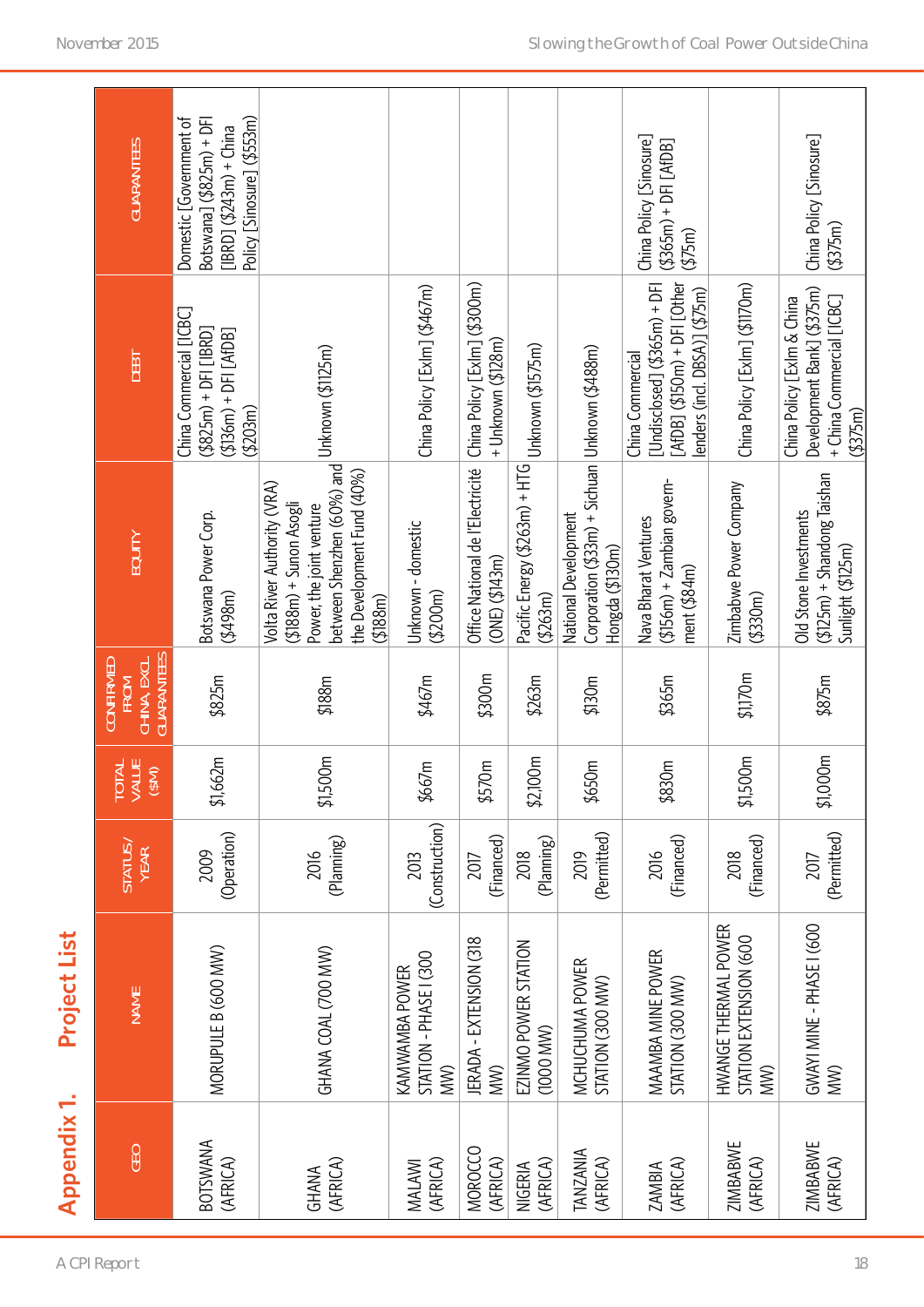# Appendix 1. Project List

| GEO | NAME | STATUS/ YEAR | TOTAL VALUE ($M) | CONFIRMED FROM CHINA, EXCL. GUARANTEES | EQUITY | DEBT | GUARANTEES |
|---|---|---|---|---|---|---|---|
| BOTSWANA (AFRICA) | MORUPULE B (600 MW) | 2009 (Operation) | $1,662m | $825m | Botswana Power Corp. ($498m) | China Commercial [ICBC] ($825m) + DFI [IBRD] ($136m) + DFI [AfDB] ($203m) | Domestic [Government of Botswana] ($825m) + DFI [IBRD] ($243m) + China Policy [Sinosure] ($553m) |
| GHANA (AFRICA) | GHANA COAL (700 MW) | 2016 (Planning) | $1,500m | $188m | Volta River Authority (VRA) ($188m) + Sunon Asogli Power, the joint venture between Shenzhen (60%) and the Development Fund (40%) ($188m) | Unknown ($1125m) | |
| MALAWI (AFRICA) | KAMWAMBA POWER STATION - PHASE I (300 MW) | 2013 (Construction) | $667m | $467m | Unknown - domestic ($200m) | China Policy [ExIm] ($467m) | |
| MOROCCO (AFRICA) | JERADA - EXTENSION (318 MW) | 2017 (Financed) | $570m | $300m | Office National de l'Electricité (ONE) ($143m) | China Policy [ExIm] ($300m) + Unknown ($128m) | |
| NIGERIA (AFRICA) | EZINMO POWER STATION (1000 MW) | 2018 (Planning) | $2,100m | $263m | Pacific Energy ($263m) + HTG ($263m) | Unknown ($1575m) | |
| TANZANIA (AFRICA) | MCHUCHUMA POWER STATION (300 MW) | 2019 (Permitted) | $650m | $130m | National Development Corporation ($33m) + Sichuan Hongda ($130m) | Unknown ($488m) | |
| ZAMBIA (AFRICA) | MAAMBA MINE POWER STATION (300 MW) | 2016 (Financed) | $830m | $365m | Nava Bharat Ventures ($156m) + Zambian government ($84m) | China Commercial [Undisclosed] ($365m) + DFI [AfDB] ($150m) + DFI [Other lenders (incl. DBSA)] ($75m) | China Policy [Sinosure] ($365m) + DFI [AfDB] ($75m) |
| ZIMBABWE (AFRICA) | HWANGE THERMAL POWER STATION EXTENSION (600 MW) | 2018 (Financed) | $1,500m | $1170m | Zimbabwe Power Company ($330m) | China Policy [ExIm] ($1170m) | |
| ZIMBABWE (AFRICA) | GWAYI MINE - PHASE I (600 MW) | 2017 (Permitted) | $1,000m | $875m | Old Stone Investments ($125m) + Shandong Taishan Sunlight ($125m) | China Policy [ExIm & China Development Bank] ($375m) + China Commercial [ICBC] ($375m) | China Policy [Sinosure] ($375m) |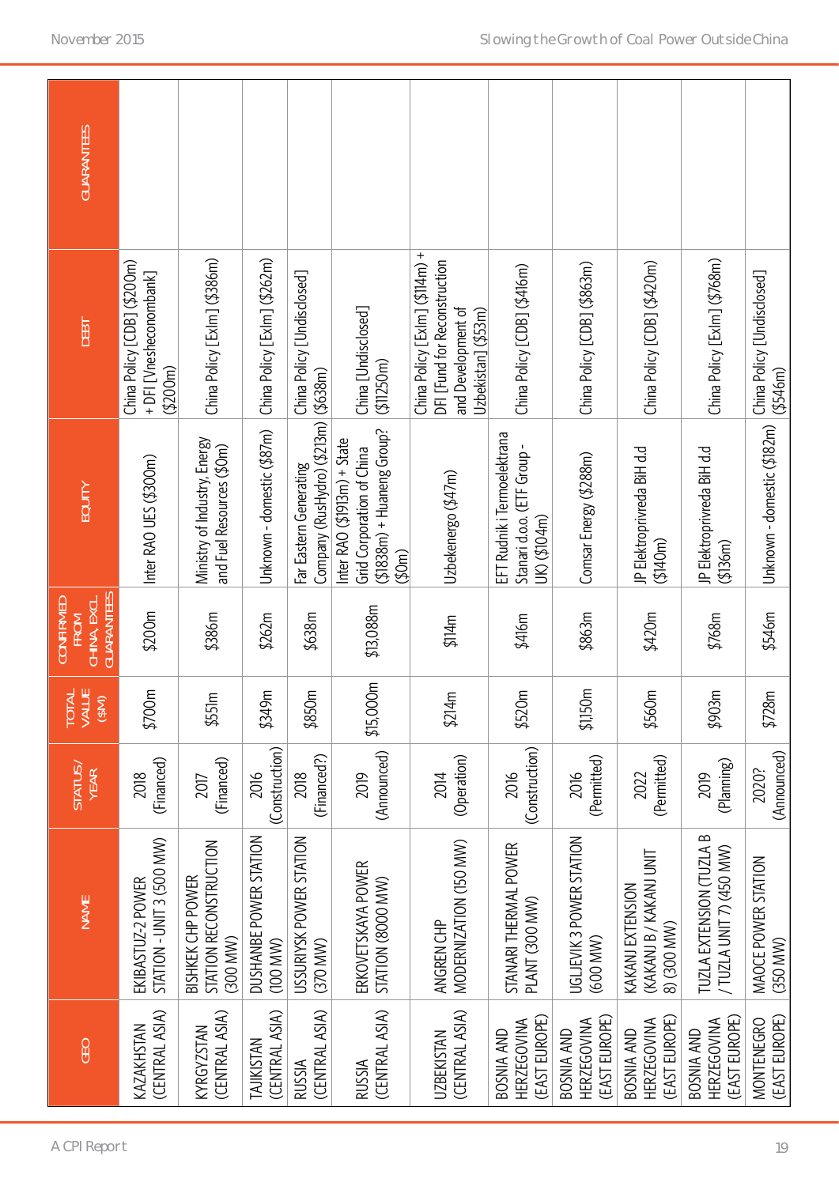| GEO | NAME | STATUS/ YEAR | TOTAL VALUE ($M) | CONFIRMED FROM CHINA, EXCL. GUARANTEES | EQUITY | DEBT | GUARANTEES |
|---|---|---|---|---|---|---|---|
| KAZAKHSTAN (CENTRAL ASIA) | EKIBASTUZ-2 POWER STATION - UNIT 3 (500 MW) | 2018 (Financed) | $700m | $200m | Inter RAO UES ($300m) | China Policy [CDB] ($200m) + DFI [Vnesheconombank] ($200m) | |
| KYRGYZSTAN (CENTRAL ASIA) | BISHKEK CHP POWER STATION RECONSTRUCTION (300 MW) | 2017 (Financed) | $551m | $386m | Ministry of Industry, Energy and Fuel Resources ($0m) | China Policy [ExIm] ($386m) | |
| TAJIKISTAN (CENTRAL ASIA) | DUSHANBE POWER STATION (100 MW) | 2016 (Construction) | $349m | $262m | Unknown - domestic ($87m) | China Policy [ExIm] ($262m) | |
| RUSSIA (CENTRAL ASIA) | USSURIYSK POWER STATION (370 MW) | 2018 (Financed?) | $850m | $638m | Far Eastern Generating Company (RusHydro) ($213m) | China Policy [Undisclosed] ($638m) | |
| RUSSIA (CENTRAL ASIA) | ERKOVETSKAYA POWER STATION (8000 MW) | 2019 (Announced) | $15,000m | $13,088m | Inter RAO ($1913m) + State Grid Corporation of China ($1838m) + Huaneng Group? ($0m) | China [Undisclosed] ($11250m) | |
| UZBEKISTAN (CENTRAL ASIA) | ANGREN CHP MODERNIZATION (150 MW) | 2014 (Operation) | $214m | $114m | Uzbekenergo ($47m) | China Policy [ExIm] ($114m) + DFI [Fund for Reconstruction and Development of Uzbekistan] ($53m) | |
| BOSNIA AND HERZEGOVINA (EAST EUROPE) | STANARI THERMAL POWER PLANT (300 MW) | 2016 (Construction) | $520m | $416m | EFT Rudnik i Termoelektrana Stanari d.o.o. (ETF Group - UK) ($104m) | China Policy [CDB] ($416m) | |
| BOSNIA AND HERZEGOVINA (EAST EUROPE) | UGLJEVIK 3 POWER STATION (600 MW) | 2016 (Permitted) | $1,150m | $863m | Comsar Energy ($288m) | China Policy [CDB] ($863m) | |
| BOSNIA AND HERZEGOVINA (EAST EUROPE) | KAKANJ EXTENSION (KAKANJ B / KAKANJ UNIT 8) (300 MW) | 2022 (Permitted) | $560m | $420m | JP Elektroprivreda BiH d.d ($140m) | China Policy [CDB] ($420m) | |
| BOSNIA AND HERZEGOVINA (EAST EUROPE) | TUZLA EXTENSION (TUZLA B / TUZLA UNIT 7) (450 MW) | 2019 (Planning) | $903m | $768m | JP Elektroprivreda BiH d.d ($136m) | China Policy [ExIm] ($768m) | |
| MONTENEGRO (EAST EUROPE) | MAOCE POWER STATION (350 MW) | 2020? (Announced) | $728m | $546m | Unknown - domestic ($182m) | China Policy [Undisclosed] ($546m) | |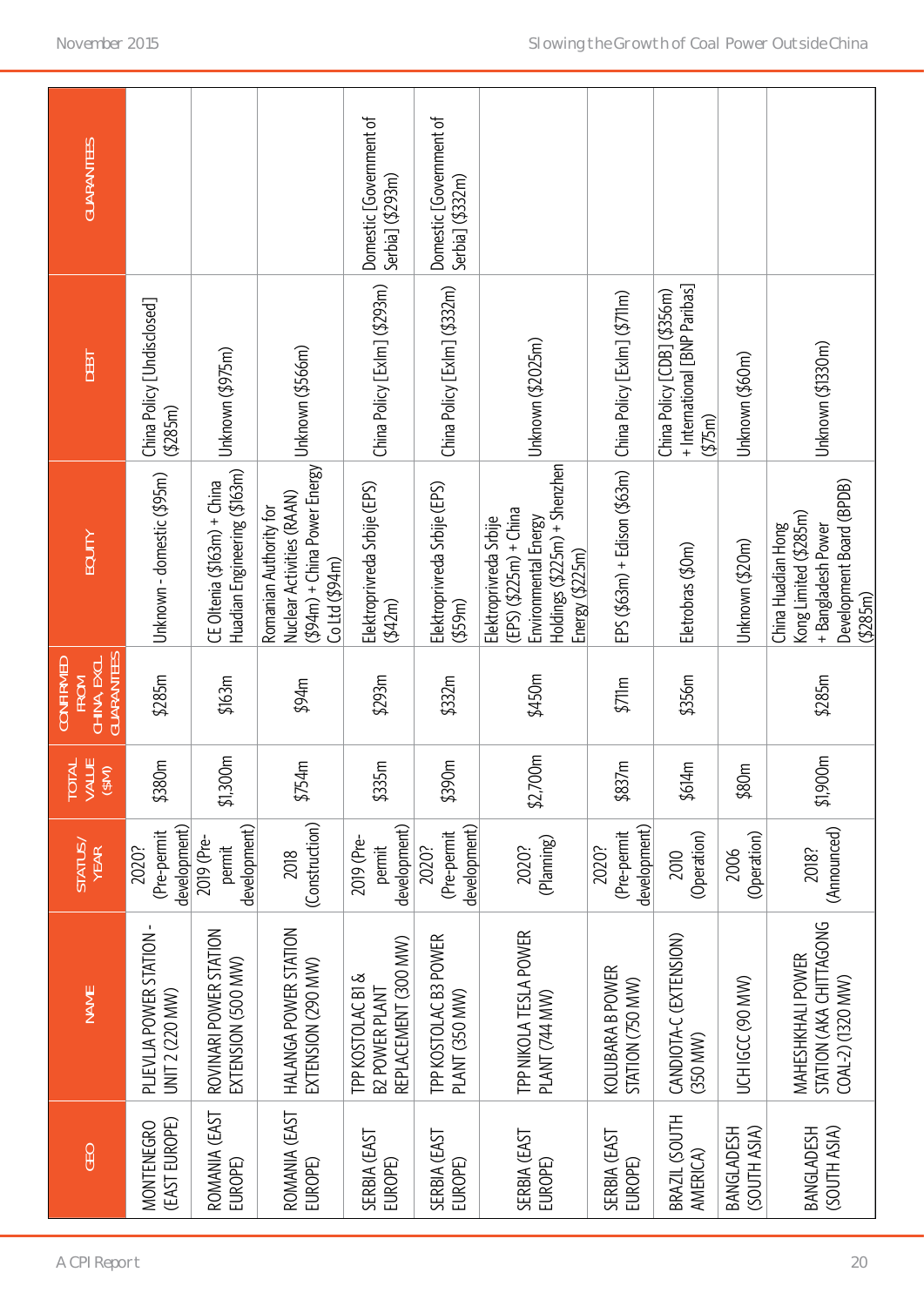| GEO | NAME | STATUS/ YEAR | TOTAL VALUE ($M) | CONFIRMED FROM CHINA, EXCL. GUARANTEES | EQUITY | DEBT | GUARANTEES |
|---|---|---|---|---|---|---|---|
| MONTENEGRO (EAST EUROPE) | PLJEVLJA POWER STATION - UNIT 2 (220 MW) | 2020? (Pre-permit development) | $380m | $285m | Unknown - domestic ($95m) | China Policy [Undisclosed] ($285m) | |
| ROMANIA (EAST EUROPE) | ROVINARI POWER STATION EXTENSION (500 MW) | 2019 (Pre-permit development) | $1,300m | $163m | CE Oltenia ($163m) + China Huadian Engineering ($163m) | Unknown ($975m) | |
| ROMANIA (EAST EUROPE) | HALANGA POWER STATION EXTENSION (290 MW) | 2018 (Construction) | $754m | $94m | Romanian Authority for Nuclear Activities (RAAN) ($94m) + China Power Energy Co Ltd ($94m) | Unknown ($566m) | |
| SERBIA (EAST EUROPE) | TPP KOSTOLAC B1 & B2 POWER PLANT REPLACEMENT (300 MW) | 2019 (Pre-permit development) | $335m | $293m | Elektroprivreda Srbije (EPS) ($42m) | China Policy [ExIm] ($293m) | Domestic [Government of Serbia] ($293m) |
| SERBIA (EAST EUROPE) | TPP KOSTOLAC B3 POWER PLANT (350 MW) | 2020? (Pre-permit development) | $390m | $332m | Elektroprivreda Srbije (EPS) ($59m) | China Policy [ExIm] ($332m) | Domestic [Government of Serbia] ($332m) |
| SERBIA (EAST EUROPE) | TPP NIKOLA TESLA POWER PLANT (744 MW) | 2020? (Planning) | $2,700m | $450m | Elektroprivreda Srbije (EPS) ($225m) + China Environmental Energy Holdings ($225m) + Shenzhen Energy ($225m) | Unknown ($2025m) | |
| SERBIA (EAST EUROPE) | KOLUBARA B POWER STATION (750 MW) | 2020? (Pre-permit development) | $837m | $711m | EPS ($63m) + Edison ($63m) | China Policy [ExIm] ($711m) | |
| BRAZIL (SOUTH AMERICA) | CANDIOTA-C (EXTENSION) (350 MW) | 2010 (Operation) | $614m | $356m | Eletrobras ($0m) | China Policy [CDB] ($356m) + International [BNP Paribas] ($75m) | |
| BANGLADESH (SOUTH ASIA) | UCH IGCC (90 MW) | 2006 (Operation) | $80m | | Unknown ($20m) | Unknown ($60m) | |
| BANGLADESH (SOUTH ASIA) | MAHESHKHALI POWER STATION (AKA CHITTAGONG COAL-2) (1320 MW) | 2018? (Announced) | $1,900m | $285m | China Huadian Hong Kong Limited ($285m) + Bangladesh Power Development Board (BPDB) ($285m) | Unknown ($1330m) | |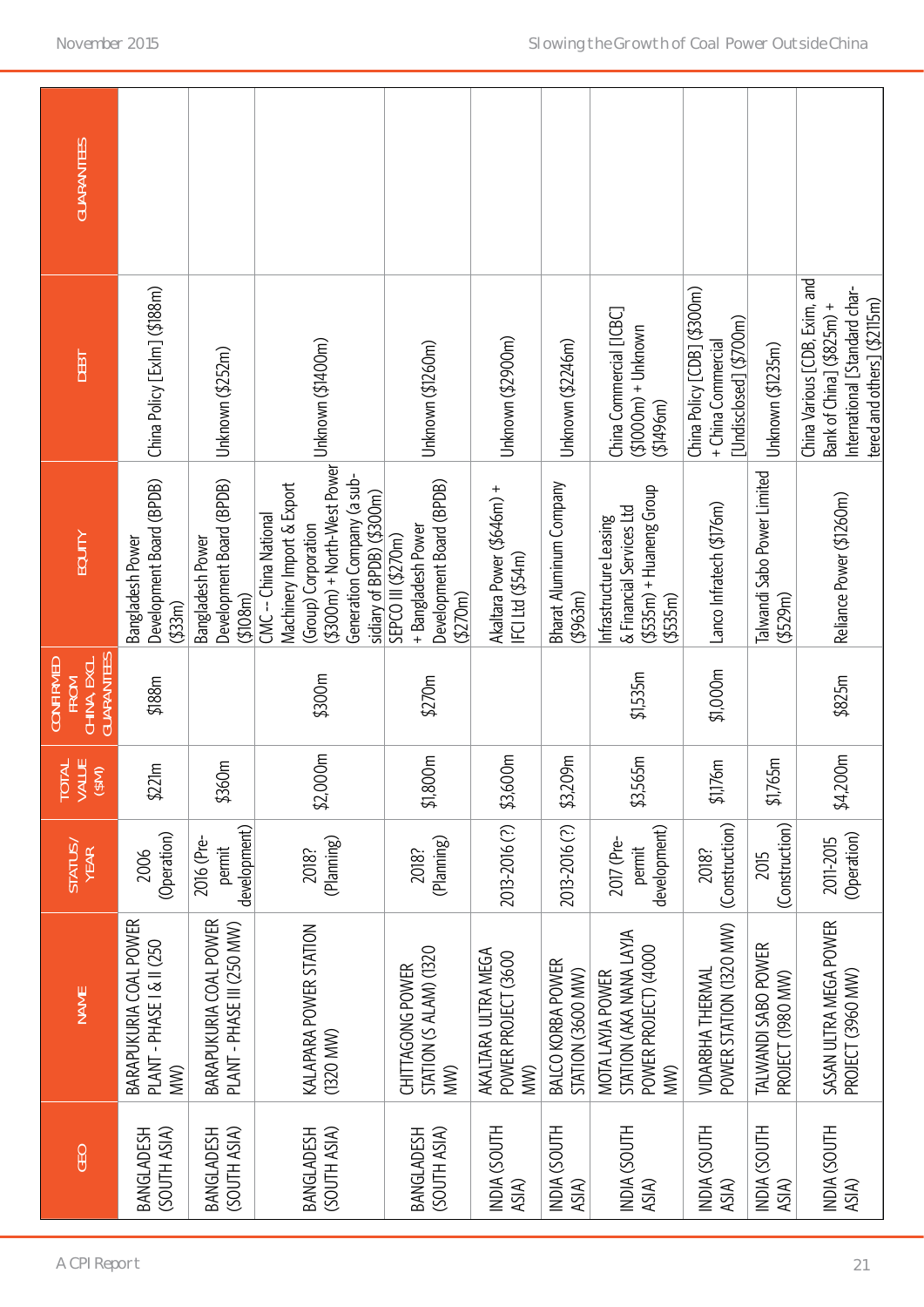| GEO | NAME | STATUS/ YEAR | TOTAL VALUE ($M) | CONFIRMED FROM CHINA, EXCL. GUARANTEES | EQUITY | DEBT | GUARANTEES |
|---|---|---|---|---|---|---|---|
| BANGLADESH (SOUTH ASIA) | BARAPUKURIA COAL POWER PLANT - PHASE I & II (250 MW) | 2006 (Operation) | $221m | $188m | Bangladesh Power Development Board (BPDB) ($33m) | China Policy [ExIm] ($188m) | |
| BANGLADESH (SOUTH ASIA) | BARAPUKURIA COAL POWER PLANT - PHASE III (250 MW) | 2016 (Pre-permit development) | $360m | | Bangladesh Power Development Board (BPDB) ($108m) | Unknown ($252m) | |
| BANGLADESH (SOUTH ASIA) | KALAPARA POWER STATION (1320 MW) | 2018? (Planning) | $2,000m | $300m | CMC -- China National Machinery Import & Export (Group) Corporation ($300m) + North-West Power Generation Company (a subsidiary of BPDB) ($300m) | Unknown ($1400m) | |
| BANGLADESH (SOUTH ASIA) | CHITTAGONG POWER STATION (S ALAM) (1320 MW) | 2018? (Planning) | $1,800m | $270m | SEPCO III ($270m) + Bangladesh Power Development Board (BPDB) ($270m) | Unknown ($1260m) | |
| INDIA (SOUTH ASIA) | AKALTARA ULTRA MEGA POWER PROJECT (3600 MW) | 2013-2016 (?) | $3,600m | | Akaltara Power ($646m) + IFCI Ltd ($54m) | Unknown ($2900m) | |
| INDIA (SOUTH ASIA) | BALCO KORBA POWER STATION (3600 MW) | 2013-2016 (?) | $3,209m | | Bharat Aluminum Company ($963m) | Unknown ($2246m) | |
| INDIA (SOUTH ASIA) | MOTA LAYJA POWER STATION (AKA NANA LAYJA POWER PROJECT) (4000 MW) | 2017 (Pre-permit development) | $3,565m | $1,535m | Infrastructure Leasing & Financial Services Ltd ($535m) + Huaneng Group ($535m) | China Commercial [ICBC] ($1000m) + Unknown ($1496m) | |
| INDIA (SOUTH ASIA) | VIDARBHA THERMAL POWER STATION (1320 MW) | 2018? (Construction) | $1,176m | $1,000m | Lanco Infratech ($176m) | China Policy [CDB] ($300m) + China Commercial [Undisclosed] ($700m) | |
| INDIA (SOUTH ASIA) | TALWANDI SABO POWER PROJECT (1980 MW) | 2015 (Construction) | $1,765m | | Talwandi Sabo Power Limited ($529m) | Unknown ($1235m) | |
| INDIA (SOUTH ASIA) | SASAN ULTRA MEGA POWER PROJECT (3960 MW) | 2011-2015 (Operation) | $4,200m | $825m | Reliance Power ($1260m) | China Various [CDB, Exim, and Bank of China] ($825m) + International [Standard chartered and others] ($2115m) | |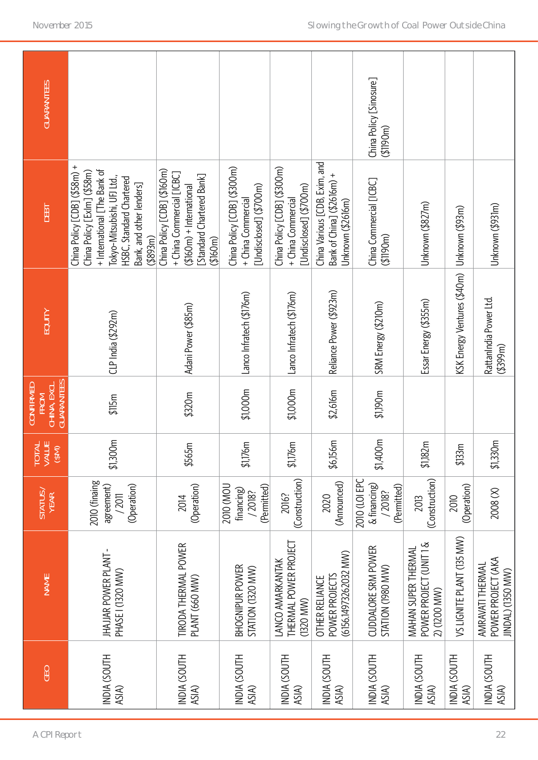| GEO | NAME | STATUS/ YEAR | TOTAL VALUE ($M) | CONFIRMED FROM CHINA, EXCL. GUARANTEES | EQUITY | DEBT | GUARANTEES |
|---|---|---|---|---|---|---|---|
| INDIA (SOUTH ASIA) | JHAJJAR POWER PLANT - PHASE I (1320 MW) | 2010 (finaing agreement) / 2011 (Operation) | $1,300m | $115m | CLP India ($292m) | China Policy [CDB] ($58m) + China Policy [EXIM] ($58m) + International [The Bank of Tokyo-Mitsubishi, UFJ Ltd., HSBC, Standard Chartered Bank, and other lenders] ($893m) | |
| INDIA (SOUTH ASIA) | TIRODA THERMAL POWER PLANT (660 MW) | 2014 (Operation) | $565m | $320m | Adani Power ($85m) | China Policy [CDB] ($160m) + China Commercial [ICBC] ($160m) + International [Standard Chartered Bank] ($160m) | |
| INDIA (SOUTH ASIA) | BHOGNIPUR POWER STATION (1320 MW) | 2010 (MOU financing) / 2018? (Permitted) | $1,176m | $1,000m | Lanco Infratech ($176m) | China Policy [CDB] ($300m) + China Commercial [Undisclosed] ($700m) | |
| INDIA (SOUTH ASIA) | LANCO AMARKANTAK THERMAL POWER PROJECT (1320 MW) | 2016? (Construction) | $1,176m | $1,000m | Lanco Infratech ($176m) | China Policy [CDB] ($300m) + China Commercial [Undisclosed] ($700m) | |
| INDIA (SOUTH ASIA) | OTHER RELIANCE POWER PROJECTS (6156.1497326032 MW) | 2020 (Announced) | $6,156m | $2,616m | Reliance Power ($923m) | China Various [CDB, Exim, and Bank of China] ($2616m) + Unknown ($2616m) | |
| INDIA (SOUTH ASIA) | CUDDALORE SRM POWER STATION (1980 MW) | 2010 (LOI EPC & financing) / 2018? (Permitted) | $1,400m | $1,190m | SRM Energy ($210m) | China Commercial [ICBC] ($1190m) | China Policy [Sinosure] ($1190m) |
| INDIA (SOUTH ASIA) | MAHAN SUPER THERMAL POWER PROJECT (UNIT 1 & 2) (1200 MW) | 2013 (Construction) | $1,182m | | Essar Energy ($355m) | Unknown ($827m) | |
| INDIA (SOUTH ASIA) | VS LIGNITE PLANT (135 MW) | 2010 (Operation) | $133m | | KSK Energy Ventures ($40m) | Unknown ($93m) | |
| INDIA (SOUTH ASIA) | AMRAVATI THERMAL POWER PROJECT (AKA JINDAL) (1350 MW) | 2008 (X) | $1,330m | | RattanIndia Power Ltd. ($399m) | Unknown ($931m) | |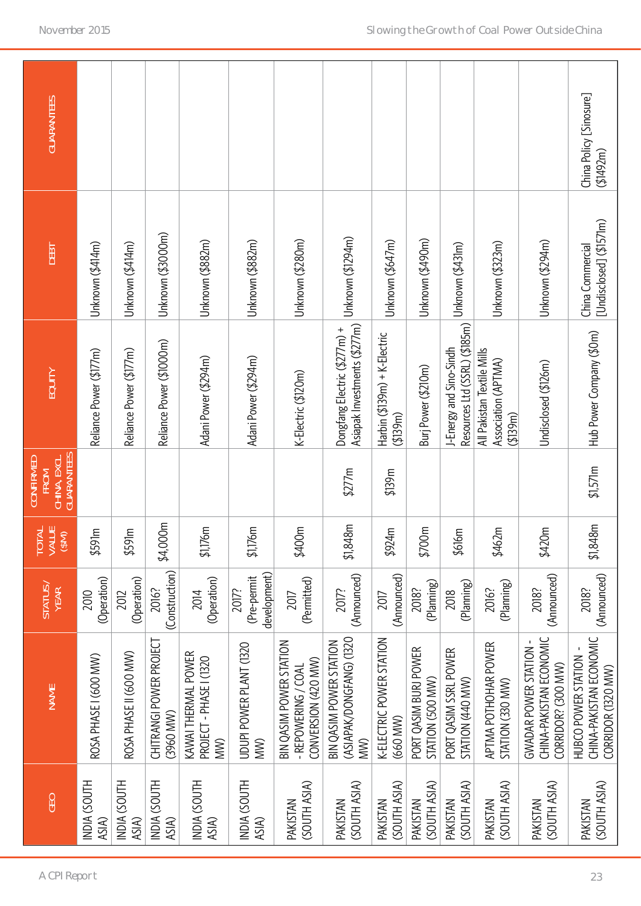| GEO | NAME | STATUS/ YEAR | TOTAL VALUE ($M) | CONFIRMED FROM CHINA EXCL. GUARANTEES | EQUITY | DEBT | GUARANTEES |
|---|---|---|---|---|---|---|---|
| INDIA (SOUTH ASIA) | ROSA PHASE I (600 MW) | 2010 (Operation) | $591m | | Reliance Power ($177m) | Unknown ($414m) | |
| INDIA (SOUTH ASIA) | ROSA PHASE II (600 MW) | 2012 (Operation) | $591m | | Reliance Power ($177m) | Unknown ($414m) | |
| INDIA (SOUTH ASIA) | CHITRANGI POWER PROJECT (3960 MW) | 2016? (Construction) | $4,000m | | Reliance Power ($1000m) | Unknown ($3000m) | |
| INDIA (SOUTH ASIA) | KAWAI THERMAL POWER PROJECT - PHASE I (1320 MW) | 2014 (Operation) | $1,176m | | Adani Power ($294m) | Unknown ($882m) | |
| INDIA (SOUTH ASIA) | UDUPI POWER PLANT (1320 MW) | 2017? (Pre-permit development) | $1,176m | | Adani Power ($294m) | Unknown ($882m) | |
| PAKISTAN (SOUTH ASIA) | BIN QASIM POWER STATION - REPOWERING / COAL CONVERSION (420 MW) | 2017 (Permitted) | $400m | | K-Electric ($120m) | Unknown ($280m) | |
| PAKISTAN (SOUTH ASIA) | BIN QASIM POWER STATION (ASIAPAK/DONGFANG) (1320 MW) | 2017? (Announced) | $1,848m | $277m | Dongfang Electric ($277m) + Asiapak Investments ($277m) | Unknown ($1294m) | |
| PAKISTAN (SOUTH ASIA) | K-ELECTRIC POWER STATION (660 MW) | 2017 (Announced) | $924m | $139m | Harbin ($139m) + K-Electric ($139m) | Unknown ($647m) | |
| PAKISTAN (SOUTH ASIA) | PORT QASIM BURJ POWER STATION (500 MW) | 2018? (Planning) | $700m | | Burj Power ($210m) | Unknown ($490m) | |
| PAKISTAN (SOUTH ASIA) | PORT QASIM SSRL POWER STATION (440 MW) | 2018 (Planning) | $616m | | J-Energy and Sino-Sindh Resources Ltd (SSRL) ($185m) | Unknown ($431m) | |
| PAKISTAN (SOUTH ASIA) | APTMA POTHOHAR POWER STATION (330 MW) | 2016? (Planning) | $462m | | All Pakistan Textile Mills Association (APTMA) ($139m) | Unknown ($323m) | |
| PAKISTAN (SOUTH ASIA) | GWADAR POWER STATION - CHINA-PAKISTAN ECONOMIC CORRIDOR? (300 MW) | 2018? (Announced) | $420m | | Undisclosed ($126m) | Unknown ($294m) | |
| PAKISTAN (SOUTH ASIA) | HUBCO POWER STATION - CHINA-PAKISTAN ECONOMIC CORRIDOR (1320 MW) | 2018? (Announced) | $1,848m | $1,571m | Hub Power Company ($0m) | China Commercial [Undisclosed] ($1571m) | China Policy [Sinosure] ($1492m) |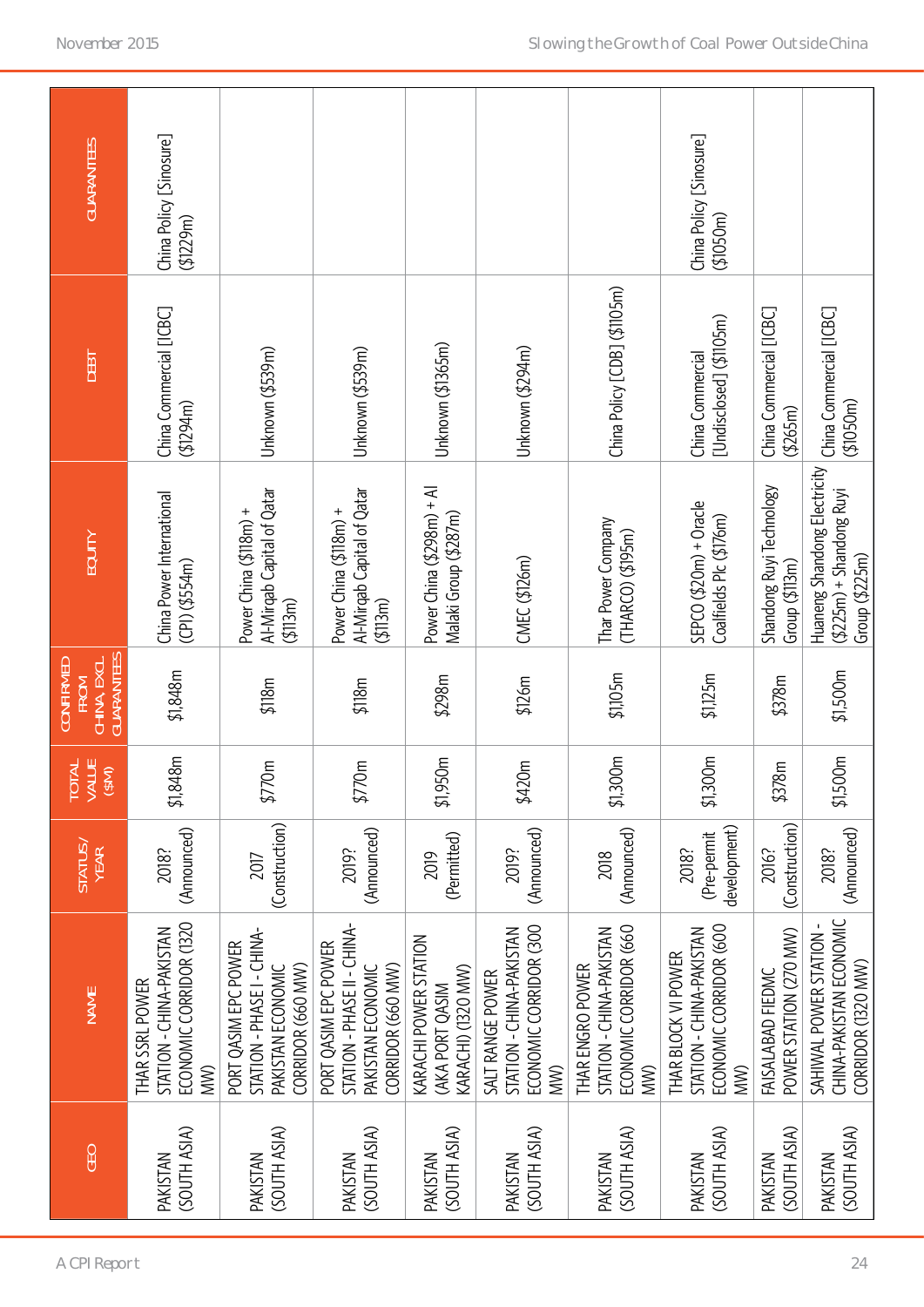| GEO | NAME | STATUS/ YEAR | TOTAL VALUE ($M) | CONFIRMED FROM CHINA EXCL GUARANTEES | EQUITY | DEBT | GUARANTEES |
|---|---|---|---|---|---|---|---|
| PAKISTAN (SOUTH ASIA) | THAR SSRL POWER STATION - CHINA-PAKISTAN ECONOMIC CORRIDOR (1320 MW) | 2018? (Announced) | $1,848m | $1,848m | China Power International (CPI) ($554m) | China Commercial [ICBC] ($1294m) | China Policy [Sinosure] ($1229m) |
| PAKISTAN (SOUTH ASIA) | PORT QASIM EPC POWER STATION - PHASE I - CHINA-PAKISTAN ECONOMIC CORRIDOR (660 MW) | 2017 (Construction) | $770m | $118m | Power China ($118m) + Al-Mirqab Capital of Qatar ($113m) | Unknown ($539m) | |
| PAKISTAN (SOUTH ASIA) | PORT QASIM EPC POWER STATION - PHASE II - CHINA-PAKISTAN ECONOMIC CORRIDOR (660 MW) | 2019? (Announced) | $770m | $118m | Power China ($118m) + Al-Mirqab Capital of Qatar ($113m) | Unknown ($539m) | |
| PAKISTAN (SOUTH ASIA) | KARACHI POWER STATION (AKA PORT QASIM KARACHI) (1320 MW) | 2019 (Permitted) | $1,950m | $298m | Power China ($298m) + Al Malaki Group ($287m) | Unknown ($1365m) | |
| PAKISTAN (SOUTH ASIA) | SALT RANGE POWER STATION - CHINA-PAKISTAN ECONOMIC CORRIDOR (300 MW) | 2019? (Announced) | $420m | $126m | CMEC ($126m) | Unknown ($294m) | |
| PAKISTAN (SOUTH ASIA) | THAR ENGRO POWER STATION - CHINA-PAKISTAN ECONOMIC CORRIDOR (660 MW) | 2018 (Announced) | $1,300m | $1,105m | Thar Power Company (THARCO) ($195m) | China Policy [CDB] ($1105m) | |
| PAKISTAN (SOUTH ASIA) | THAR BLOCK VI POWER STATION - CHINA-PAKISTAN ECONOMIC CORRIDOR (600 MW) | 2018? (Pre-permit development) | $1,300m | $1,125m | SEPCO ($20m) + Oracle Coalfields Plc ($176m) | China Commercial [Undisclosed] ($1105m) | China Policy [Sinosure] ($1050m) |
| PAKISTAN (SOUTH ASIA) | FAISALABAD FIEDMC POWER STATION (270 MW) | 2016? (Construction) | $378m | $378m | Shandong Ruyi Technology Group ($113m) | China Commercial [ICBC] ($265m) | |
| PAKISTAN (SOUTH ASIA) | SAHIWAL POWER STATION - CHINA-PAKISTAN ECONOMIC CORRIDOR (1320 MW) | 2018? (Announced) | $1,500m | $1,500m | Huaneng Shandong Electricity ($225m) + Shandong Ruyi Group ($225m) | China Commercial [ICBC] ($1050m) | |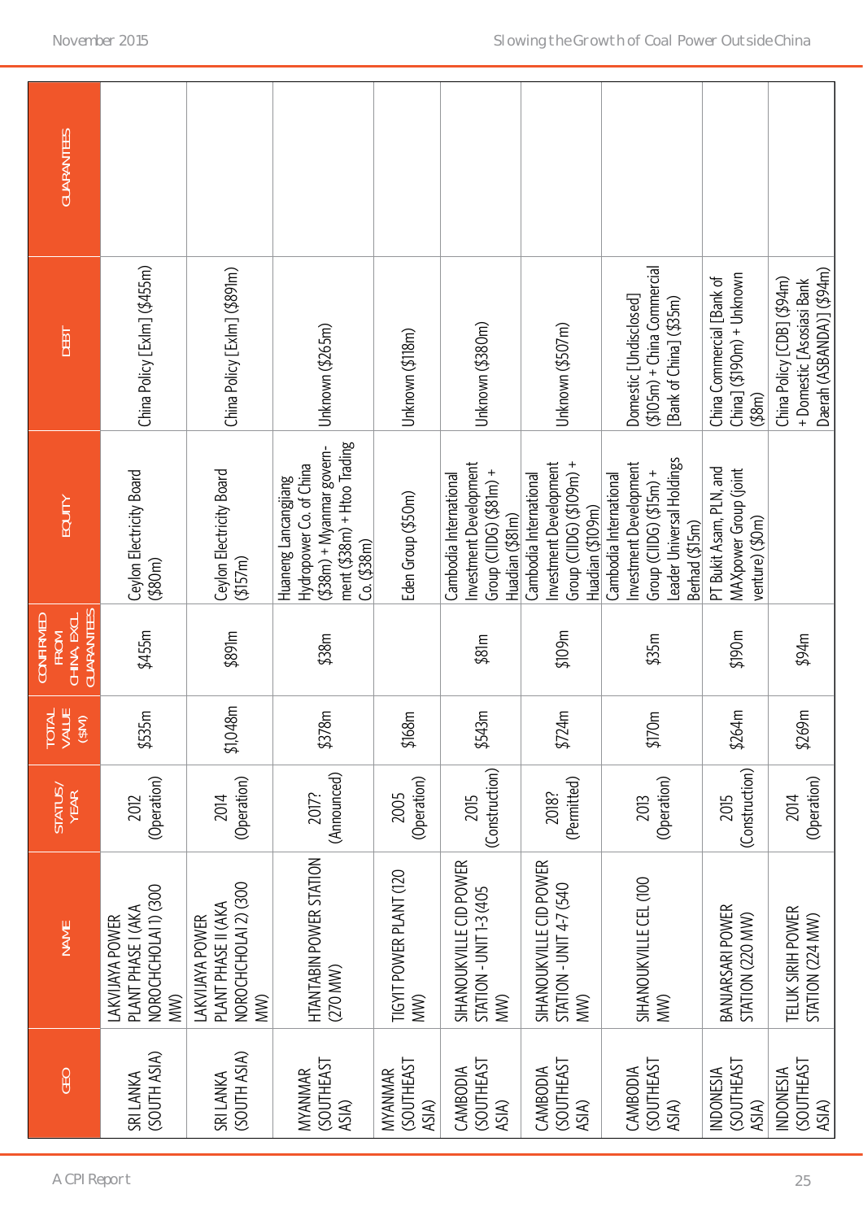| GEO | NAME | STATUS/ YEAR | TOTAL VALUE ($M) | CONFIRMED FROM CHINA, EXCL. GUARANTEES | EQUITY | DEBT | GUARANTEES |
|---|---|---|---|---|---|---|---|
| SRI LANKA (SOUTH ASIA) | LAKVIJAYA POWER PLANT PHASE I (AKA NOROCHCHOLAI 1) (300 MW) | 2012 (Operation) | $535m | $455m | Ceylon Electricity Board ($80m) | China Policy [ExIm] ($455m) | |
| SRI LANKA (SOUTH ASIA) | LAKVIJAYA POWER PLANT PHASE II (AKA NOROCHCHOLAI 2) (300 MW) | 2014 (Operation) | $1,048m | $891m | Ceylon Electricity Board ($157m) | China Policy [ExIm] ($891m) | |
| MYANMAR (SOUTHEAST ASIA) | HTANTABIN POWER STATION (270 MW) | 2017? (Announced) | $378m | $38m | Huaneng Lancangjiang Hydropower Co. of China ($38m) + Myanmar government ($38m) + Htoo Trading Co. ($38m) | Unknown ($265m) | |
| MYANMAR (SOUTHEAST ASIA) | TIGYIT POWER PLANT (120 MW) | 2005 (Operation) | $168m | | Eden Group ($50m) | Unknown ($118m) | |
| CAMBODIA (SOUTHEAST ASIA) | SIHANOUKVILLE CID POWER STATION - UNIT 1-3 (405 MW) | 2015 (Construction) | $543m | $81m | Cambodia International Investment Development Group (CIIDG) ($81m) + Huadian ($81m) | Unknown ($380m) | |
| CAMBODIA (SOUTHEAST ASIA) | SIHANOUKVILLE CID POWER STATION - UNIT 4-7 (540 MW) | 2018? (Permitted) | $724m | $109m | Cambodia International Investment Development Group (CIIDG) ($109m) + Huadian ($109m) | Unknown ($507m) | |
| CAMBODIA (SOUTHEAST ASIA) | SIHANOUKVILLE CEL (100 MW) | 2013 (Operation) | $170m | $35m | Cambodia International Investment Development Group (CIIDG) ($15m) + Leader Universal Holdings Berhad ($15m) | Domestic [Undisclosed] ($105m) + China Commercial [Bank of China] ($35m) | |
| INDONESIA (SOUTHEAST ASIA) | BANJARSARI POWER STATION (220 MW) | 2015 (Construction) | $264m | $190m | PT Bukit Asam, PLN, and MAXpower Group (joint venture) ($0m) | China Commercial [Bank of China] ($190m) + Unknown ($8m) | |
| INDONESIA (SOUTHEAST ASIA) | TELUK SIRIH POWER STATION (224 MW) | 2014 (Operation) | $269m | $94m | | China Policy [CDB] ($94m) + Domestic [Asosiasi Bank Daerah (ASBANDA)] ($94m) | |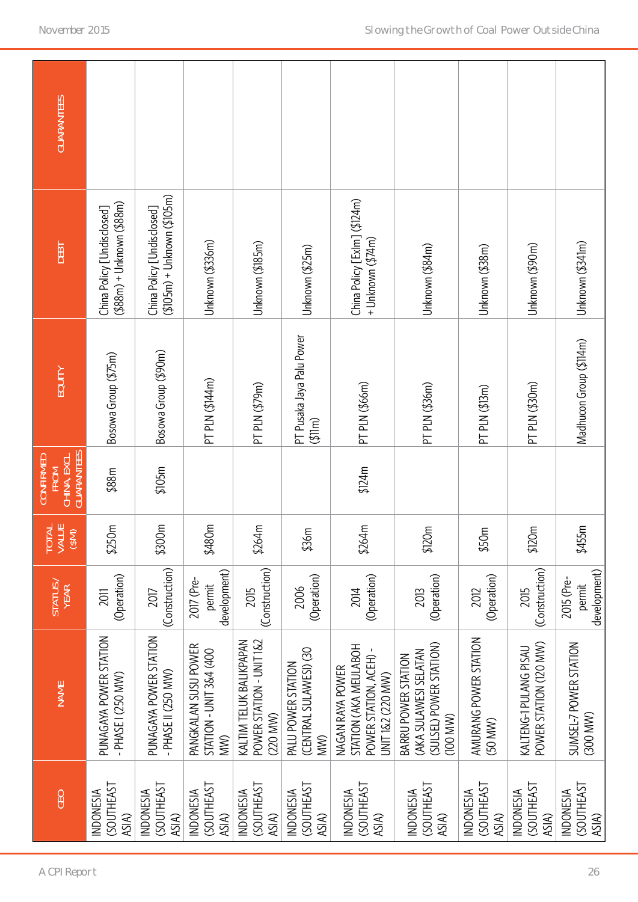| GEO | NAME | STATUS/ YEAR | TOTAL VALUE ($M) | CONFIRMED FROM CHINA, EXCL. GUARANTEES | EQUITY | DEBT | GUARANTEES |
|---|---|---|---|---|---|---|---|
| INDONESIA (SOUTHEAST ASIA) | PUNAGAYA POWER STATION - PHASE I (250 MW) | 2011 (Operation) | $250m | $88m | Bosowa Group ($75m) | China Policy [Undisclosed] ($88m) + Unknown ($88m) | |
| INDONESIA (SOUTHEAST ASIA) | PUNAGAYA POWER STATION - PHASE II (250 MW) | 2017 (Construction) | $300m | $105m | Bosowa Group ($90m) | China Policy [Undisclosed] ($105m) + Unknown ($105m) | |
| INDONESIA (SOUTHEAST ASIA) | PANGKALAN SUSU POWER STATION - UNIT 3&4 (400 MW) | 2017 (Pre-permit development) | $480m | | PT PLN ($144m) | Unknown ($336m) | |
| INDONESIA (SOUTHEAST ASIA) | KALTIM TELUK BALIKPAPAN POWER STATION - UNIT 1&2 (220 MW) | 2015 (Construction) | $264m | | PT PLN ($79m) | Unknown ($185m) | |
| INDONESIA (SOUTHEAST ASIA) | PALU POWER STATION (CENTRAL SULAWESI) (30 MW) | 2006 (Operation) | $36m | | PT Pusaka Jaya Palu Power ($11m) | Unknown ($25m) | |
| INDONESIA (SOUTHEAST ASIA) | NAGAN RAYA POWER STATION (AKA MEULABOH POWER STATION, ACEH) - UNIT 1&2 (220 MW) | 2014 (Operation) | $264m | $124m | PT PLN ($66m) | China Policy [ExIm] ($124m) + Unknown ($74m) | |
| INDONESIA (SOUTHEAST ASIA) | BARRU POWER STATION (AKA SULAWESI SELATAN (SULSEL) POWER STATION) (100 MW) | 2013 (Operation) | $120m | | PT PLN ($36m) | Unknown ($84m) | |
| INDONESIA (SOUTHEAST ASIA) | AMURANG POWER STATION (50 MW) | 2012 (Operation) | $50m | | PT PLN ($13m) | Unknown ($38m) | |
| INDONESIA (SOUTHEAST ASIA) | KALTENG-1 PULANG PISAU POWER STATION (120 MW) | 2015 (Construction) | $120m | | PT PLN ($30m) | Unknown ($90m) | |
| INDONESIA (SOUTHEAST ASIA) | SUMSEL-7 POWER STATION (300 MW) | 2015 (Pre-permit development) | $455m | | Madhucon Group ($114m) | Unknown ($341m) | |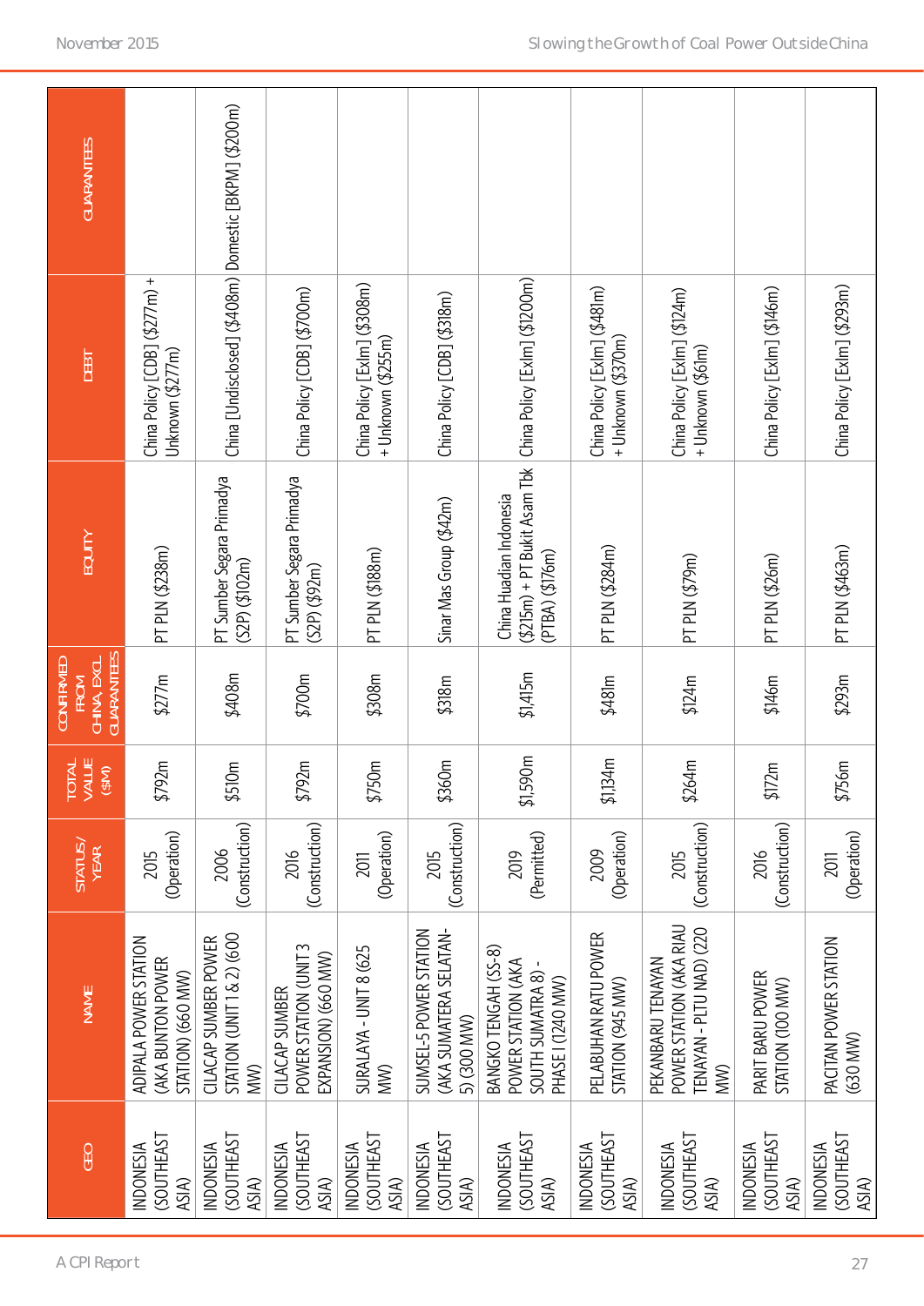| GEO | NAME | STATUS/ YEAR | TOTAL VALUE ($M) | CONFIRMED FROM CHINA EXCL. GUARANTEES | EQUITY | DEBT | GUARANTEES |
|---|---|---|---|---|---|---|---|
| INDONESIA (SOUTHEAST ASIA) | ADIPALA POWER STATION (AKA BUNTON POWER STATION) (660 MW) | 2015 (Operation) | $792m | $277m | PT PLN ($238m) | China Policy [CDB] ($277m) + Unknown ($277m) | |
| INDONESIA (SOUTHEAST ASIA) | CILACAP SUMBER POWER STATION (UNIT 1 & 2) (600 MW) | 2006 (Construction) | $510m | $408m | PT Sumber Segara Primadya (S2P) ($102m) | China [Undisclosed] ($408m) | Domestic [BKPM] ($200m) |
| INDONESIA (SOUTHEAST ASIA) | CILACAP SUMBER POWER STATION (UNIT 3 EXPANSION) (660 MW) | 2016 (Construction) | $792m | $700m | PT Sumber Segara Primadya (S2P) ($92m) | China Policy [CDB] ($700m) | |
| INDONESIA (SOUTHEAST ASIA) | SURALAYA - UNIT 8 (625 MW) | 2011 (Operation) | $750m | $308m | PT PLN ($188m) | China Policy [ExIm] ($308m) + Unknown ($255m) | |
| INDONESIA (SOUTHEAST ASIA) | SUMSEL-5 POWER STATION (AKA SUMATERA SELATAN-5) (300 MW) | 2015 (Construction) | $360m | $318m | Sinar Mas Group ($42m) | China Policy [CDB] ($318m) | |
| INDONESIA (SOUTHEAST ASIA) | BANGKO TENGAH (SS-8) POWER STATION (AKA SOUTH SUMATRA 8) - PHASE I (1240 MW) | 2019 (Permitted) | $1,590m | $1,415m | China Huadian Indonesia ($215m) + PT Bukit Asam Tbk (PTBA) ($176m) | China Policy [ExIm] ($1200m) | |
| INDONESIA (SOUTHEAST ASIA) | PELABUHAN RATU POWER STATION (945 MW) | 2009 (Operation) | $1,134m | $481m | PT PLN ($284m) | China Policy [ExIm] ($481m) + Unknown ($370m) | |
| INDONESIA (SOUTHEAST ASIA) | PEKANBARU TENAYAN POWER STATION (AKA RIAU TENAYAN - PLTU NAD) (220 MW) | 2015 (Construction) | $264m | $124m | PT PLN ($79m) | China Policy [ExIm] ($124m) + Unknown ($61m) | |
| INDONESIA (SOUTHEAST ASIA) | PARIT BARU POWER STATION (100 MW) | 2016 (Construction) | $172m | $146m | PT PLN ($26m) | China Policy [ExIm] ($146m) | |
| INDONESIA (SOUTHEAST ASIA) | PACITAN POWER STATION (630 MW) | 2011 (Operation) | $756m | $293m | PT PLN ($463m) | China Policy [ExIm] ($293m) | |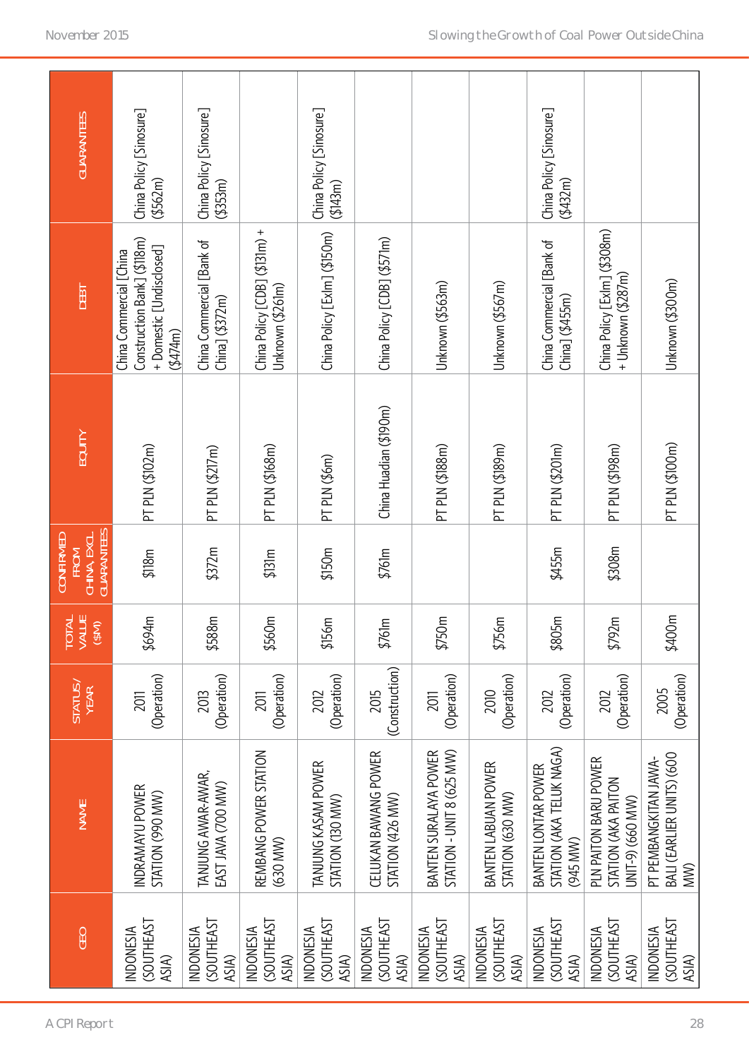| GEO | NAME | STATUS/ YEAR | TOTAL VALUE ($M) | CONFIRMED FROM CHINA, EXCL. GUARANTEES | EQUITY | DEBT | GUARANTEES |
|---|---|---|---|---|---|---|---|
| INDONESIA (SOUTHEAST ASIA) | INDRAMAYU POWER STATION (990 MW) | 2011 (Operation) | $694m | $118m | PT PLN ($102m) | China Commercial [China Construction Bank] ($118m) + Domestic [Undisclosed] ($474m) | China Policy [Sinosure] ($562m) |
| INDONESIA (SOUTHEAST ASIA) | TANJUNG AWAR-AWAR, EAST JAVA (700 MW) | 2013 (Operation) | $588m | $372m | PT PLN ($217m) | China Commercial [Bank of China] ($372m) | China Policy [Sinosure] ($353m) |
| INDONESIA (SOUTHEAST ASIA) | REMBANG POWER STATION (630 MW) | 2011 (Operation) | $560m | $131m | PT PLN ($168m) | China Policy [CDB] ($131m) + Unknown ($261m) | |
| INDONESIA (SOUTHEAST ASIA) | TANJUNG KASAM POWER STATION (130 MW) | 2012 (Operation) | $156m | $150m | PT PLN ($6m) | China Policy [ExIm] ($150m) | China Policy [Sinosure] ($143m) |
| INDONESIA (SOUTHEAST ASIA) | CELUKAN BAWANG POWER STATION (426 MW) | 2015 (Construction) | $761m | $761m | China Huadian ($190m) | China Policy [CDB] ($571m) | |
| INDONESIA (SOUTHEAST ASIA) | BANTEN SURALAYA POWER STATION - UNIT 8 (625 MW) | 2011 (Operation) | $750m | | PT PLN ($188m) | Unknown ($563m) | |
| INDONESIA (SOUTHEAST ASIA) | BANTEN LABUAN POWER STATION (630 MW) | 2010 (Operation) | $756m | | PT PLN ($189m) | Unknown ($567m) | |
| INDONESIA (SOUTHEAST ASIA) | BANTEN LONTAR POWER STATION (AKA TELUK NAGA) (945 MW) | 2012 (Operation) | $805m | $455m | PT PLN ($201m) | China Commercial [Bank of China] ($455m) | China Policy [Sinosure] ($432m) |
| INDONESIA (SOUTHEAST ASIA) | PLN PAITON BARU POWER STATION (AKA PAITON UNIT-9) (660 MW) | 2012 (Operation) | $792m | $308m | PT PLN ($198m) | China Policy [ExIm] ($308m) + Unknown ($287m) | |
| INDONESIA (SOUTHEAST ASIA) | PT PEMBANGKITAN JAWA-BALI (EARLIER UNITS) (600 MW) | 2005 (Operation) | $400m | | PT PLN ($100m) | Unknown ($300m) | |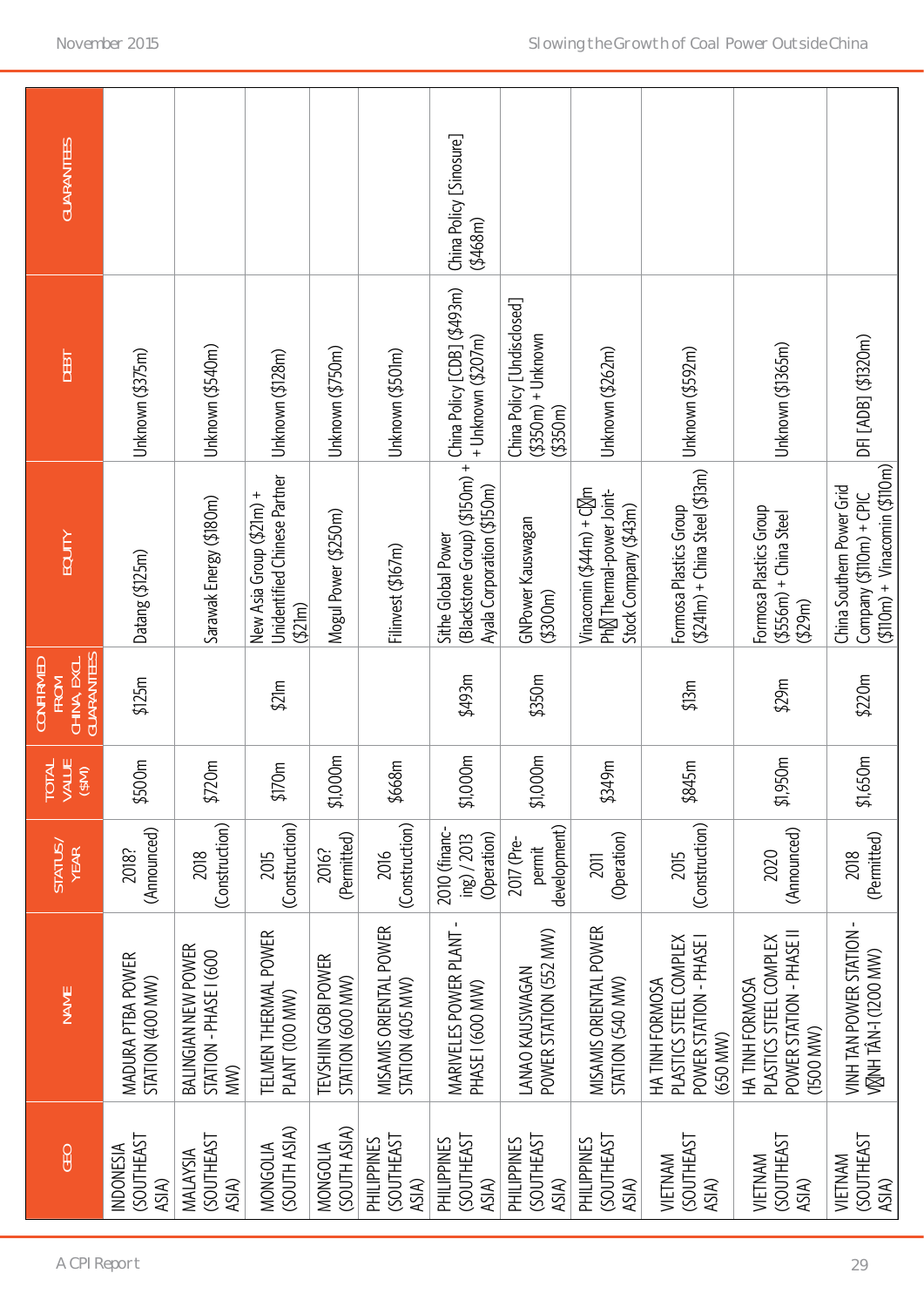| GEO | NAME | STATUS/ YEAR | TOTAL VALUE ($M) | CONFIRMED FROM CHINA, EXCL. GUARANTEES | EQUITY | DEBT | GUARANTEES |
|---|---|---|---|---|---|---|---|
| INDONESIA (SOUTHEAST ASIA) | MADURA PTBA POWER STATION (400 MW) | 2018? (Announced) | $500m | $125m | Datang ($125m) | Unknown ($375m) | |
| MALAYSIA (SOUTHEAST ASIA) | BALINGIAN NEW POWER STATION - PHASE I (600 MW) | 2018 (Construction) | $720m | | Sarawak Energy ($180m) | Unknown ($540m) | |
| MONGOLIA (SOUTH ASIA) | TELMEN THERMAL POWER PLANT (100 MW) | 2015 (Construction) | $170m | $21m | New Asia Group ($21m) + Unidentified Chinese Partner ($21m) | Unknown ($128m) | |
| MONGOLIA (SOUTH ASIA) | TEVSHIIN GOBI POWER STATION (600 MW) | 2016? (Permitted) | $1,000m | | Mogul Power ($250m) | Unknown ($750m) | |
| PHILIPPINES (SOUTHEAST ASIA) | MISAMIS ORIENTAL POWER STATION (405 MW) | 2016 (Construction) | $668m | | Filinvest ($167m) | Unknown ($501m) | |
| PHILIPPINES (SOUTHEAST ASIA) | MARIVELES POWER PLANT - PHASE I (600 MW) | 2010 (financing) / 2013 (Operation) | $1,000m | $493m | Sithe Global Power (Blackstone Group) ($150m) + Ayala Corporation ($150m) | China Policy [CDB] ($493m) + Unknown ($207m) | China Policy [Sinosure] ($468m) |
| PHILIPPINES (SOUTHEAST ASIA) | LANAO KAUSWAGAN POWER STATION (552 MW) | 2017 (Pre-permit development) | $1,000m | $350m | GNPower Kauswagan ($300m) | China Policy [Undisclosed] ($350m) + Unknown ($350m) | |
| PHILIPPINES (SOUTHEAST ASIA) | MISAMIS ORIENTAL POWER STATION (540 MW) | 2011 (Operation) | $349m | | Vinacomin ($44m) + Cẩm Phả Thermal-power Joint-Stock Company ($43m) | Unknown ($262m) | |
| VIETNAM (SOUTHEAST ASIA) | HA TINH FORMOSA PLASTICS STEEL COMPLEX POWER STATION - PHASE I (650 MW) | 2015 (Construction) | $845m | $13m | Formosa Plastics Group ($241m) + China Steel ($13m) | Unknown ($592m) | |
| VIETNAM (SOUTHEAST ASIA) | HA TINH FORMOSA PLASTICS STEEL COMPLEX POWER STATION - PHASE II (1500 MW) | 2020 (Announced) | $1,950m | $29m | Formosa Plastics Group ($556m) + China Steel ($29m) | Unknown ($1365m) | |
| VIETNAM (SOUTHEAST ASIA) | VINH TAN POWER STATION - VĨNH TÂN-1 (1200 MW) | 2018 (Permitted) | $1,650m | $220m | China Southern Power Grid Company ($110m) + CPIC ($110m) + Vinacomin ($110m) | DFI [ADB] ($1320m) | |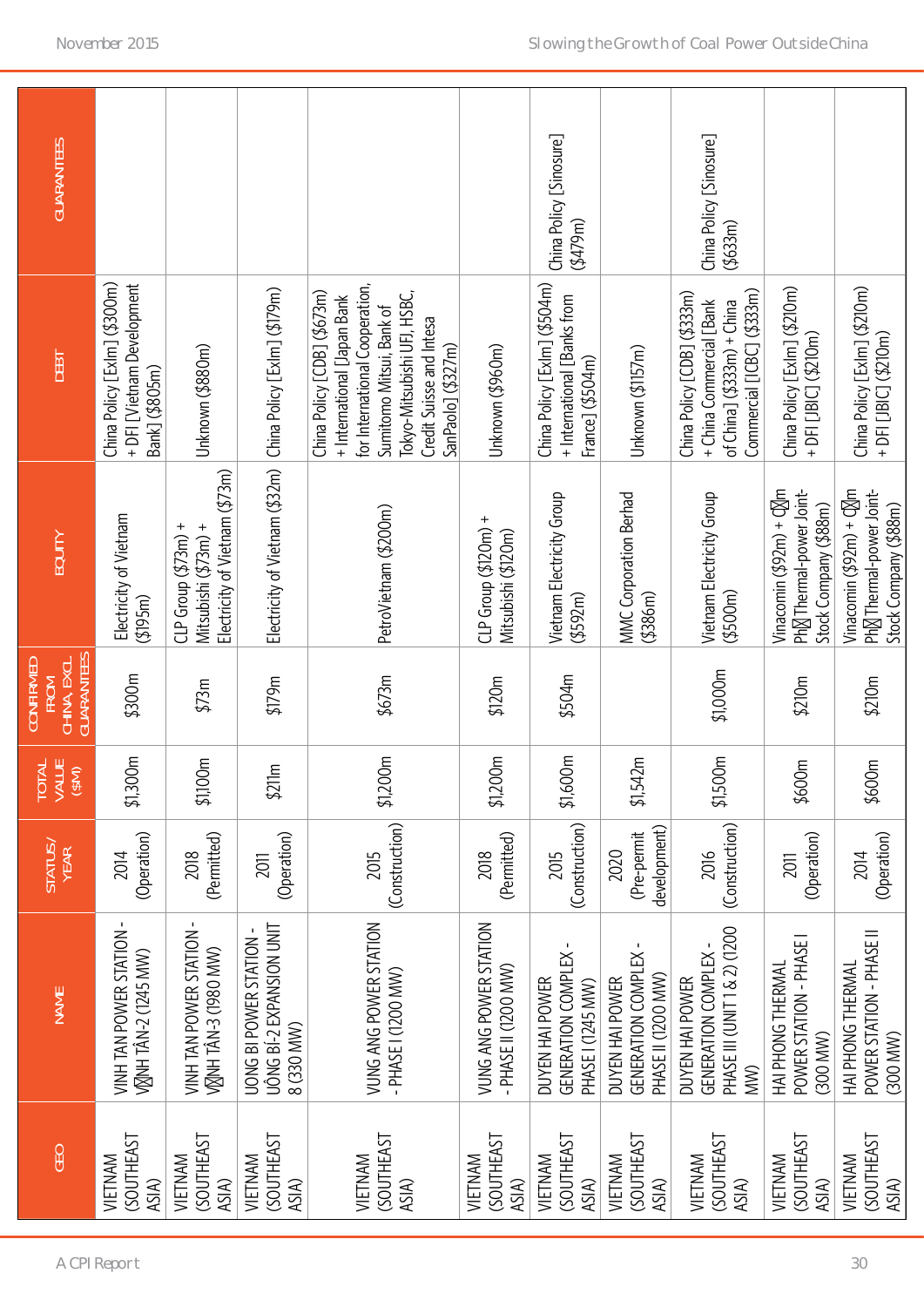| GEO | NAME | STATUS/ YEAR | TOTAL VALUE ($M) | CONFIRMED FROM CHINA, EXCL. GUARANTEES | EQUITY | DEBT | GUARANTEES |
|---|---|---|---|---|---|---|---|
| VIETNAM (SOUTHEAST ASIA) | VINH TAN POWER STATION - V�NH TÂN-2 (1245 MW) | 2014 (Operation) | $1,300m | $300m | Electricity of Vietnam ($195m) | China Policy [ExIm] ($300m) + DFI [Vietnam Development Bank] ($805m) | |
| VIETNAM (SOUTHEAST ASIA) | VINH TAN POWER STATION - V�NH TÂN-3 (1980 MW) | 2018 (Permitted) | $1100m | $73m | CLP Group ($73m) + Mitsubishi ($73m) + Electricity of Vietnam ($73m) | Unknown ($880m) | |
| VIETNAM (SOUTHEAST ASIA) | UONG BI POWER STATION - UÔNG BÍ-2 EXPANSION UNIT 8 (330 MW) | 2011 (Operation) | $211m | $179m | Electricity of Vietnam ($32m) | China Policy [ExIm] ($179m) | |
| VIETNAM (SOUTHEAST ASIA) | VUNG ANG POWER STATION - PHASE I (1200 MW) | 2015 (Construction) | $1200m | $673m | PetroVietnam ($200m) | China Policy [CDB] ($673m) + International [Japan Bank for International Cooperation, Sumitomo Mitsui, Bank of Tokyo-Mitsubishi UFJ, HSBC, Credit Suisse and Intesa SanPaolo] ($327m) | |
| VIETNAM (SOUTHEAST ASIA) | VUNG ANG POWER STATION - PHASE II (1200 MW) | 2018 (Permitted) | $1200m | $120m | CLP Group ($120m) + Mitsubishi ($120m) | Unknown ($960m) | |
| VIETNAM (SOUTHEAST ASIA) | DUYEN HAI POWER GENERATION COMPLEX - PHASE I (1245 MW) | 2015 (Construction) | $1,600m | $504m | Vietnam Electricity Group ($592m) | China Policy [ExIm] ($504m) + International [Banks from France] ($504m) | China Policy [Sinosure] ($479m) |
| VIETNAM (SOUTHEAST ASIA) | DUYEN HAI POWER GENERATION COMPLEX - PHASE II (1200 MW) | 2020 (Pre-permit development) | $1,542m | | MMC Corporation Berhad ($386m) | Unknown ($1157m) | |
| VIETNAM (SOUTHEAST ASIA) | DUYEN HAI POWER GENERATION COMPLEX - PHASE III (UNIT 1 & 2) (1200 MW) | 2016 (Construction) | $1,500m | $1,000m | Vietnam Electricity Group ($500m) | China Policy [CDB] ($333m) + China Commercial [Bank of China] ($333m) + China Commercial [ICBC] ($333m) | China Policy [Sinosure] ($633m) |
| VIETNAM (SOUTHEAST ASIA) | HAI PHONG THERMAL POWER STATION - PHASE I (300 MW) | 2011 (Operation) | $600m | $210m | Vinacomin ($92m) + C�m Ph� Thermal-power Joint-Stock Company ($88m) | China Policy [ExIm] ($210m) + DFI [JBIC] ($210m) | |
| VIETNAM (SOUTHEAST ASIA) | HAI PHONG THERMAL POWER STATION - PHASE II (300 MW) | 2014 (Operation) | $600m | $210m | Vinacomin ($92m) + C�m Ph� Thermal-power Joint-Stock Company ($88m) | China Policy [ExIm] ($210m) + DFI [JBIC] ($210m) | |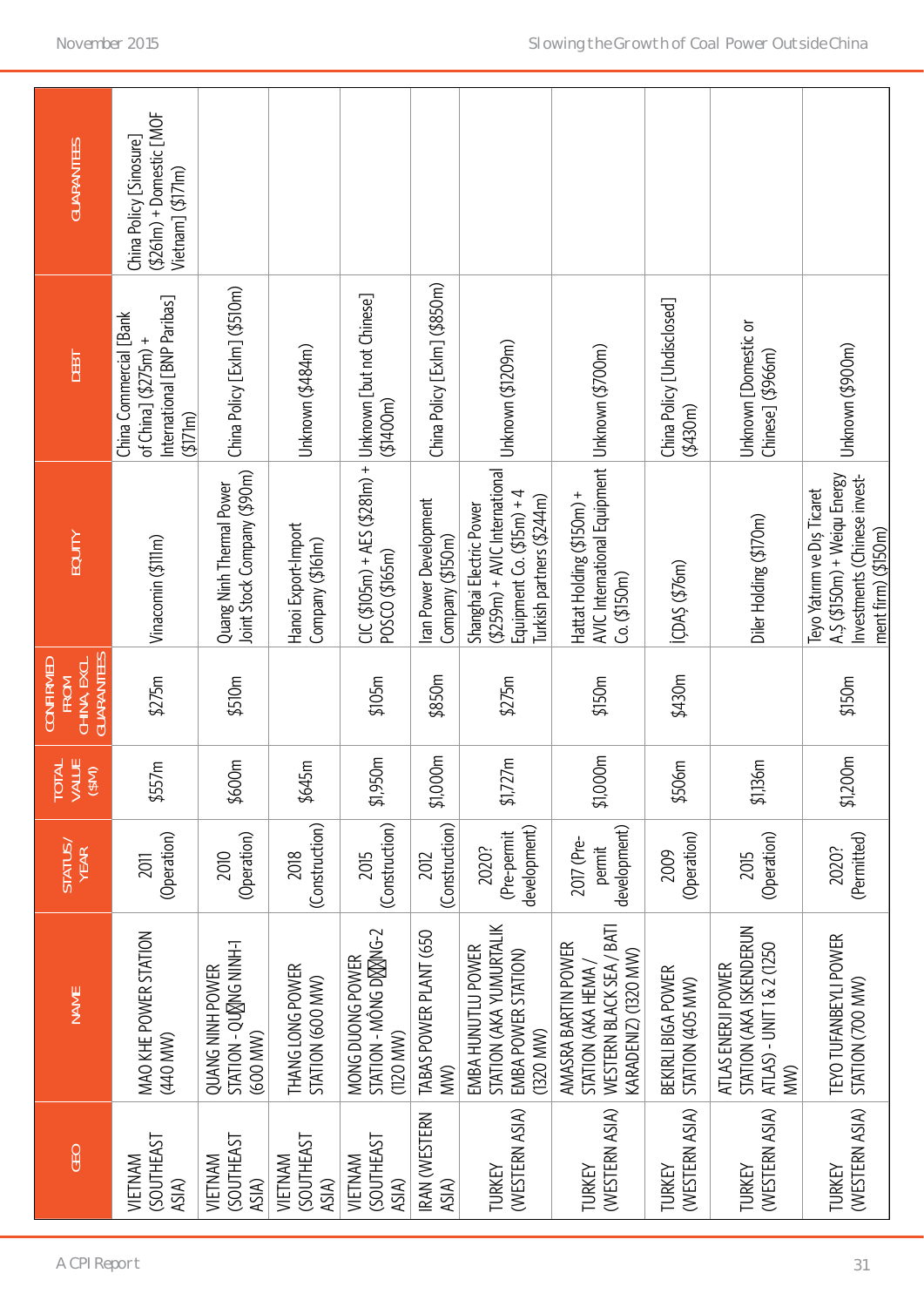| GEO | NAME | STATUS/ YEAR | TOTAL VALUE ($M) | CONFIRMED FROM CHINA, EXCL. GUARANTEES | EQUITY | DEBT | GUARANTEES |
|---|---|---|---|---|---|---|---|
| VIETNAM (SOUTHEAST ASIA) | MAO KHE POWER STATION (440 MW) | 2011 (Operation) | $557m | $275m | Vinacomin ($111m) | China Commercial [Bank of China] ($275m) + International [BNP Paribas] ($171m) | China Policy [Sinosure] ($261m) + Domestic [MOF Vietnam] ($171m) |
| VIETNAM (SOUTHEAST ASIA) | QUANG NINH POWER STATION - QU⊠NG NINH-1 (600 MW) | 2010 (Operation) | $600m | $510m | Quang Ninh Thermal Power Joint Stock Company ($90m) | China Policy [ExIm] ($510m) | |
| VIETNAM (SOUTHEAST ASIA) | THANG LONG POWER STATION (600 MW) | 2018 (Construction) | $645m | | Hanoi Export-Import Company ($161m) | Unknown ($484m) | |
| VIETNAM (SOUTHEAST ASIA) | MONG DUONG POWER STATION - MÔNG D⊠⊠NG-2 (1120 MW) | 2015 (Construction) | $1,950m | $105m | CIC ($105m) + AES ($281m) + POSCO ($165m) | Unknown [but not Chinese] ($1400m) | |
| IRAN (WESTERN ASIA) | TABAS POWER PLANT (650 MW) | 2012 (Construction) | $1,000m | $850m | Iran Power Development Company ($150m) | China Policy [ExIm] ($850m) | |
| TURKEY (WESTERN ASIA) | EMBA HUNUTLU POWER STATION (AKA YUMURTALIK EMBA POWER STATION) (1320 MW) | 2020? (Pre-permit development) | $1727m | $275m | Shanghai Electric Power ($259m) + AVIC International Equipment Co. ($15m) + 4 Turkish partners ($244m) | Unknown ($1209m) | |
| TURKEY (WESTERN ASIA) | AMASRA BARTIN POWER STATION (AKA HEMA / WESTERN BLACK SEA / BATI KARADENIZ) (1320 MW) | 2017 (Pre-permit development) | $1,000m | $150m | Hattat Holding ($150m) + AVIC International Equipment Co. ($150m) | Unknown ($700m) | |
| TURKEY (WESTERN ASIA) | BEKIRLI BIGA POWER STATION (405 MW) | 2009 (Operation) | $506m | $430m | İÇDAŞ ($76m) | China Policy [Undisclosed] ($430m) | |
| TURKEY (WESTERN ASIA) | ATLAS ENERJI POWER STATION (AKA ISKENDERUN ATLAS) - UNIT 1 & 2 (1250 MW) | 2015 (Operation) | $1,136m | | Diler Holding ($170m) | Unknown [Domestic or Chinese] ($966m) | |
| TURKEY (WESTERN ASIA) | TEYO TUFANBEYLI POWER STATION (700 MW) | 2020? (Permitted) | $1,200m | $150m | Teyo Yatırım ve Dış Ticaret A.Ş. ($150m) + Weiqu Energy Investments (Chinese investment firm) ($150m) | Unknown ($900m) | |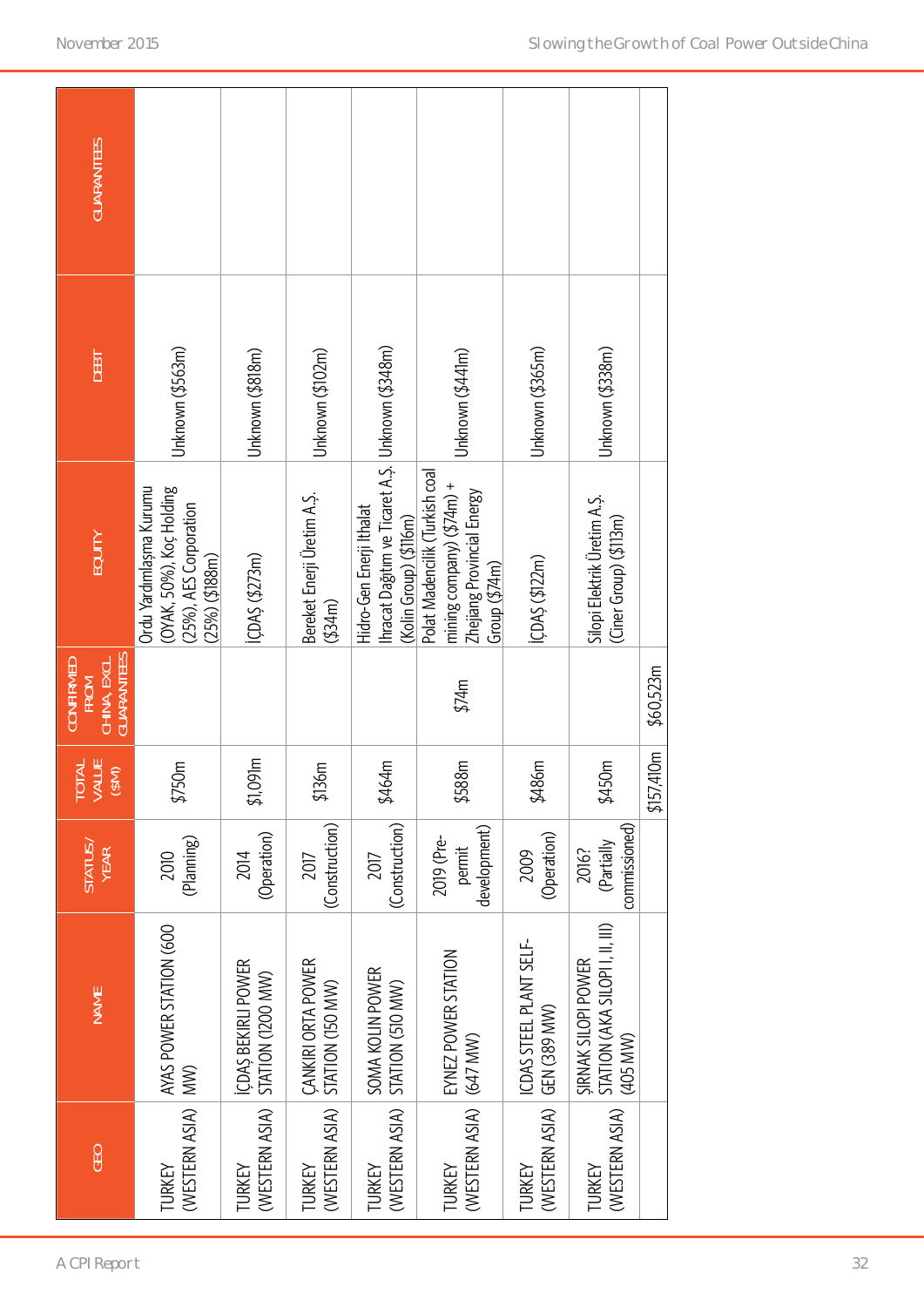| GEO | NAME | STATUS/ YEAR | TOTAL VALUE ($M) | CONFIRMED FROM CHINA, EXCL. GUARANTEES | EQUITY | DEBT | GUARANTEES |
|---|---|---|---|---|---|---|---|
| TURKEY (WESTERN ASIA) | AYAS POWER STATION (600 MW) | 2010 (Planning) | $750m | | Ordu Yardımlaşma Kurumu (OYAK, 50%), Koç Holding (25%), AES Corporation (25%) ($188m) | Unknown ($563m) | |
| TURKEY (WESTERN ASIA) | İÇDAŞ BEKIRLI POWER STATION (1200 MW) | 2014 (Operation) | $1,091m | | İÇDAŞ ($273m) | Unknown ($818m) | |
| TURKEY (WESTERN ASIA) | ÇANKIRI ORTA POWER STATION (150 MW) | 2017 (Construction) | $136m | | Bereket Enerji Üretim A.Ş. ($34m) | Unknown ($102m) | |
| TURKEY (WESTERN ASIA) | SOMA KOLIN POWER STATION (510 MW) | 2017 (Construction) | $464m | | Hidro-Gen Enerji İthalat İhracat Dağıtım ve Ticaret A.Ş. (Kolin Group) ($116m) | Unknown ($348m) | |
| TURKEY (WESTERN ASIA) | EYNEZ POWER STATION (647 MW) | 2019 (Pre-permit development) | $588m | $74m | Polat Madencilik (Turkish coal mining company) ($74m) + Zhejiang Provincial Energy Group ($74m) | Unknown ($441m) | |
| TURKEY (WESTERN ASIA) | ICDAS STEEL PLANT SELF-GEN (389 MW) | 2009 (Operation) | $486m | | İÇDAŞ ($122m) | Unknown ($365m) | |
| TURKEY (WESTERN ASIA) | ŞIRNAK SILOPI POWER STATION (AKA SILOPI I, II, III) (405 MW) | 2016? (Partially commissioned) | $450m | | Silopi Elektrik Üretim A.Ş. (Ciner Group) ($113m) | Unknown ($338m) | |
| | | | $157,410m | $60,523m | | | |